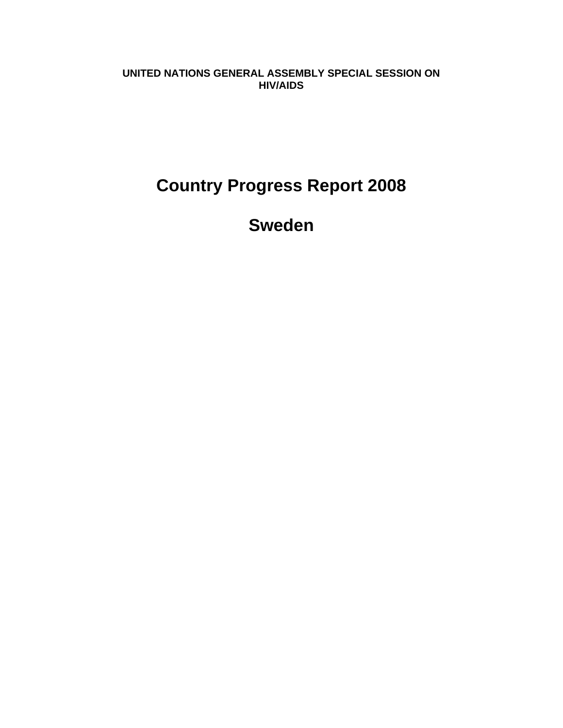**UNITED NATIONS GENERAL ASSEMBLY SPECIAL SESSION ON HIV/AIDS**

# Country Progress Report 2008

# Sweden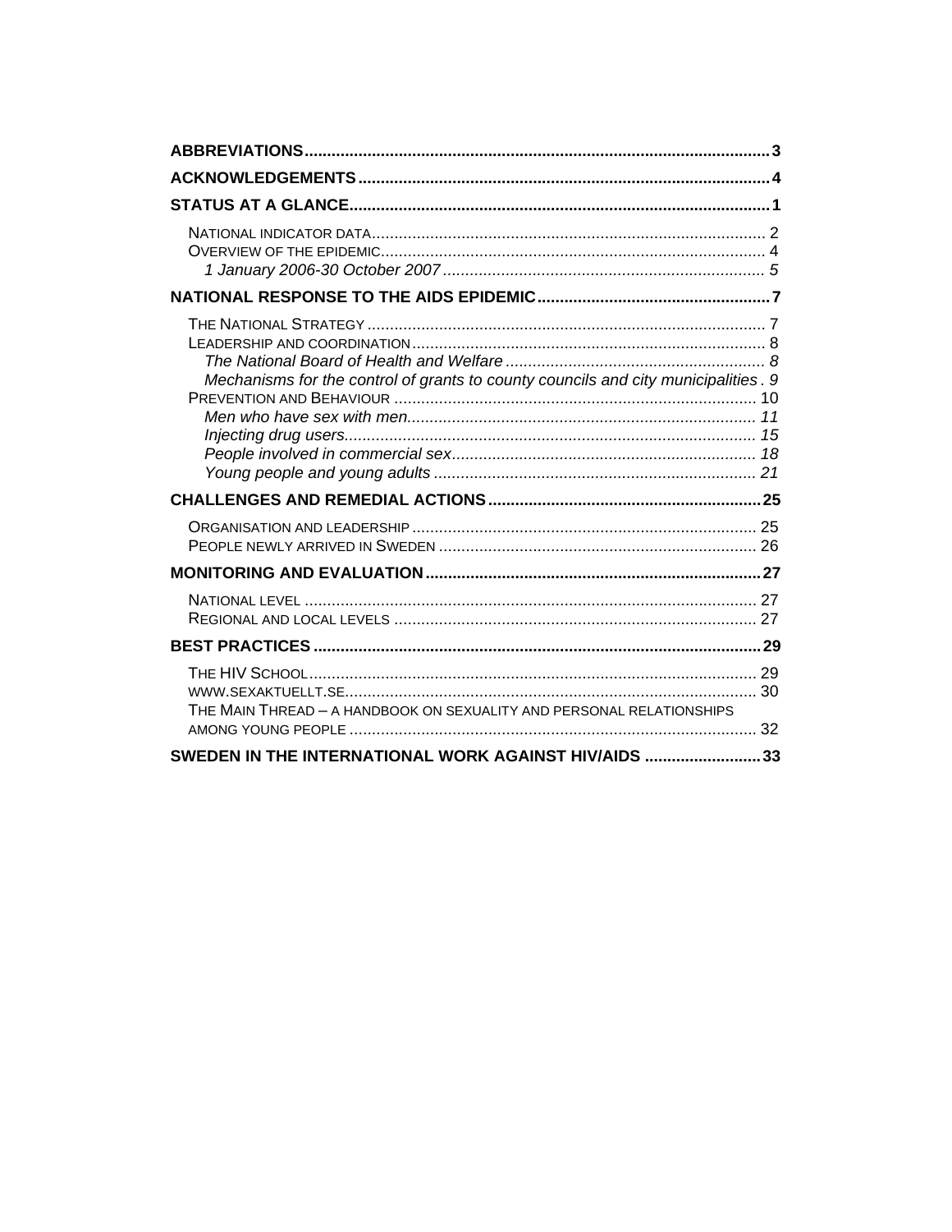ABBREVIATIONS ..... 3
ACKNOWLEDGEMENTS ..... 4
STATUS AT A GLANCE ..... 1
- NATIONAL INDICATOR DATA ..... 2
- OVERVIEW OF THE EPIDEMIC ..... 4
  - *1 January 2006-30 October 2007* ..... 5

NATIONAL RESPONSE TO THE AIDS EPIDEMIC ..... 7
- THE NATIONAL STRATEGY ..... 7
- LEADERSHIP AND COORDINATION ..... 8
  - *The National Board of Health and Welfare* ..... 8
  - *Mechanisms for the control of grants to county councils and city municipalities* . 9
- PREVENTION AND BEHAVIOUR ..... 10
  - *Men who have sex with men* ..... 11
  - *Injecting drug users* ..... 15
  - *People involved in commercial sex* ..... 18
  - *Young people and young adults* ..... 21

CHALLENGES AND REMEDIAL ACTIONS ..... 25
- ORGANISATION AND LEADERSHIP ..... 25
- PEOPLE NEWLY ARRIVED IN SWEDEN ..... 26

MONITORING AND EVALUATION ..... 27
- NATIONAL LEVEL ..... 27
- REGIONAL AND LOCAL LEVELS ..... 27

BEST PRACTICES ..... 29
- THE HIV SCHOOL ..... 29
- WWW.SEXAKTUELLT.SE ..... 30
- THE MAIN THREAD – A HANDBOOK ON SEXUALITY AND PERSONAL RELATIONSHIPS AMONG YOUNG PEOPLE ..... 32

SWEDEN IN THE INTERNATIONAL WORK AGAINST HIV/AIDS ..... 33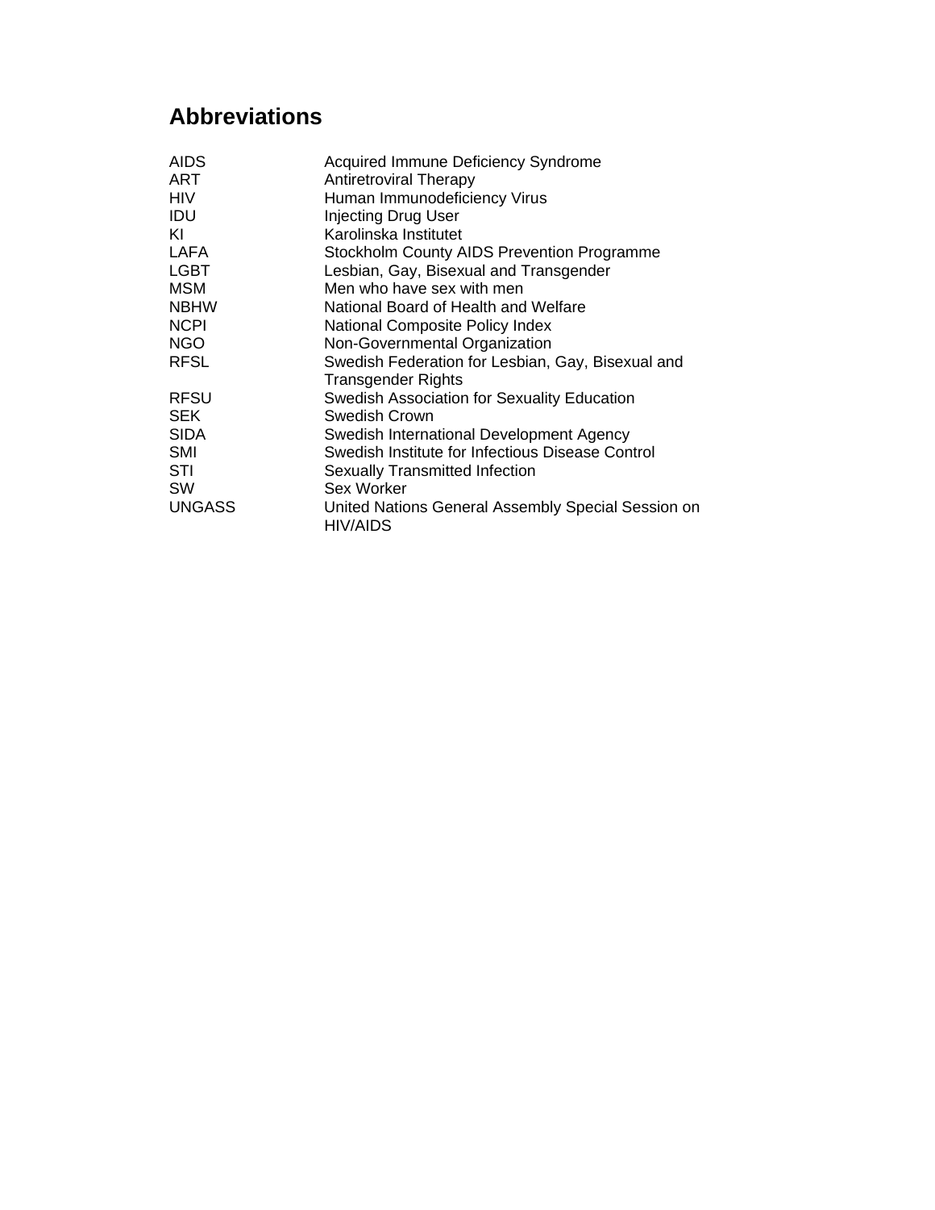## Abbreviations

| | |
|---|---|
| AIDS | Acquired Immune Deficiency Syndrome |
| ART | Antiretroviral Therapy |
| HIV | Human Immunodeficiency Virus |
| IDU | Injecting Drug User |
| KI | Karolinska Institutet |
| LAFA | Stockholm County AIDS Prevention Programme |
| LGBT | Lesbian, Gay, Bisexual and Transgender |
| MSM | Men who have sex with men |
| NBHW | National Board of Health and Welfare |
| NCPI | National Composite Policy Index |
| NGO | Non-Governmental Organization |
| RFSL | Swedish Federation for Lesbian, Gay, Bisexual and Transgender Rights |
| RFSU | Swedish Association for Sexuality Education |
| SEK | Swedish Crown |
| SIDA | Swedish International Development Agency |
| SMI | Swedish Institute for Infectious Disease Control |
| STI | Sexually Transmitted Infection |
| SW | Sex Worker |
| UNGASS | United Nations General Assembly Special Session on HIV/AIDS |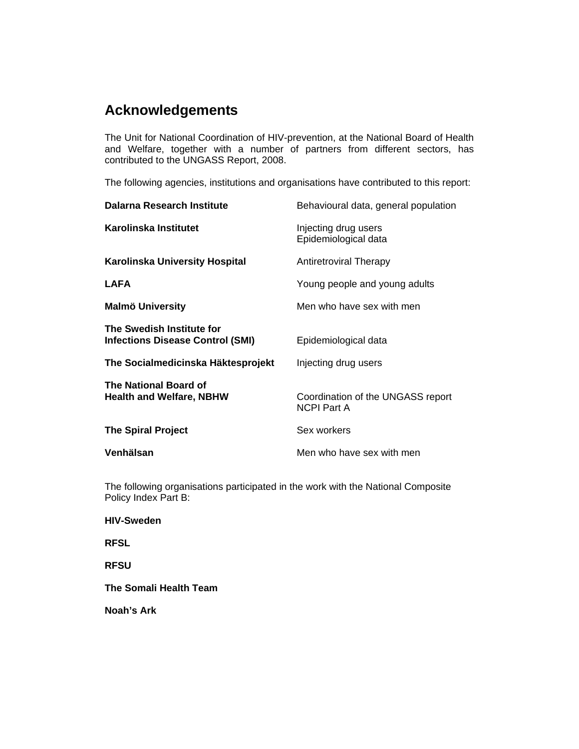# Acknowledgements

The Unit for National Coordination of HIV-prevention, at the National Board of Health and Welfare, together with a number of partners from different sectors, has contributed to the UNGASS Report, 2008.

The following agencies, institutions and organisations have contributed to this report:

| | |
|---|---|
| **Dalarna Research Institute** | Behavioural data, general population |
| **Karolinska Institutet** | Injecting drug users<br>Epidemiological data |
| **Karolinska University Hospital** | Antiretroviral Therapy |
| **LAFA** | Young people and young adults |
| **Malmö University** | Men who have sex with men |
| **The Swedish Institute for Infections Disease Control (SMI)** | Epidemiological data |
| **The Socialmedicinska Häktesprojekt** | Injecting drug users |
| **The National Board of Health and Welfare, NBHW** | Coordination of the UNGASS report<br>NCPI Part A |
| **The Spiral Project** | Sex workers |
| **Venhälsan** | Men who have sex with men |

The following organisations participated in the work with the National Composite Policy Index Part B:

**HIV-Sweden**

**RFSL**

**RFSU**

**The Somali Health Team**

**Noah's Ark**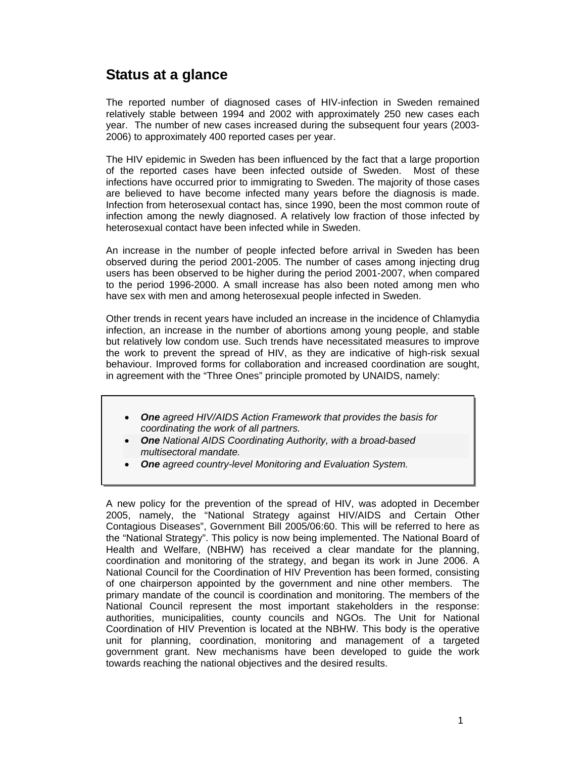## Status at a glance

The reported number of diagnosed cases of HIV-infection in Sweden remained relatively stable between 1994 and 2002 with approximately 250 new cases each year. The number of new cases increased during the subsequent four years (2003-2006) to approximately 400 reported cases per year.

The HIV epidemic in Sweden has been influenced by the fact that a large proportion of the reported cases have been infected outside of Sweden. Most of these infections have occurred prior to immigrating to Sweden. The majority of those cases are believed to have become infected many years before the diagnosis is made. Infection from heterosexual contact has, since 1990, been the most common route of infection among the newly diagnosed. A relatively low fraction of those infected by heterosexual contact have been infected while in Sweden.

An increase in the number of people infected before arrival in Sweden has been observed during the period 2001-2005. The number of cases among injecting drug users has been observed to be higher during the period 2001-2007, when compared to the period 1996-2000. A small increase has also been noted among men who have sex with men and among heterosexual people infected in Sweden.

Other trends in recent years have included an increase in the incidence of Chlamydia infection, an increase in the number of abortions among young people, and stable but relatively low condom use. Such trends have necessitated measures to improve the work to prevent the spread of HIV, as they are indicative of high-risk sexual behaviour. Improved forms for collaboration and increased coordination are sought, in agreement with the "Three Ones" principle promoted by UNAIDS, namely:

- ***One*** *agreed HIV/AIDS Action Framework that provides the basis for coordinating the work of all partners.*
- ***One*** *National AIDS Coordinating Authority, with a broad-based multisectoral mandate.*
- ***One*** *agreed country-level Monitoring and Evaluation System.*

A new policy for the prevention of the spread of HIV, was adopted in December 2005, namely, the "National Strategy against HIV/AIDS and Certain Other Contagious Diseases", Government Bill 2005/06:60. This will be referred to here as the "National Strategy". This policy is now being implemented. The National Board of Health and Welfare, (NBHW) has received a clear mandate for the planning, coordination and monitoring of the strategy, and began its work in June 2006. A National Council for the Coordination of HIV Prevention has been formed, consisting of one chairperson appointed by the government and nine other members. The primary mandate of the council is coordination and monitoring. The members of the National Council represent the most important stakeholders in the response: authorities, municipalities, county councils and NGOs. The Unit for National Coordination of HIV Prevention is located at the NBHW. This body is the operative unit for planning, coordination, monitoring and management of a targeted government grant. New mechanisms have been developed to guide the work towards reaching the national objectives and the desired results.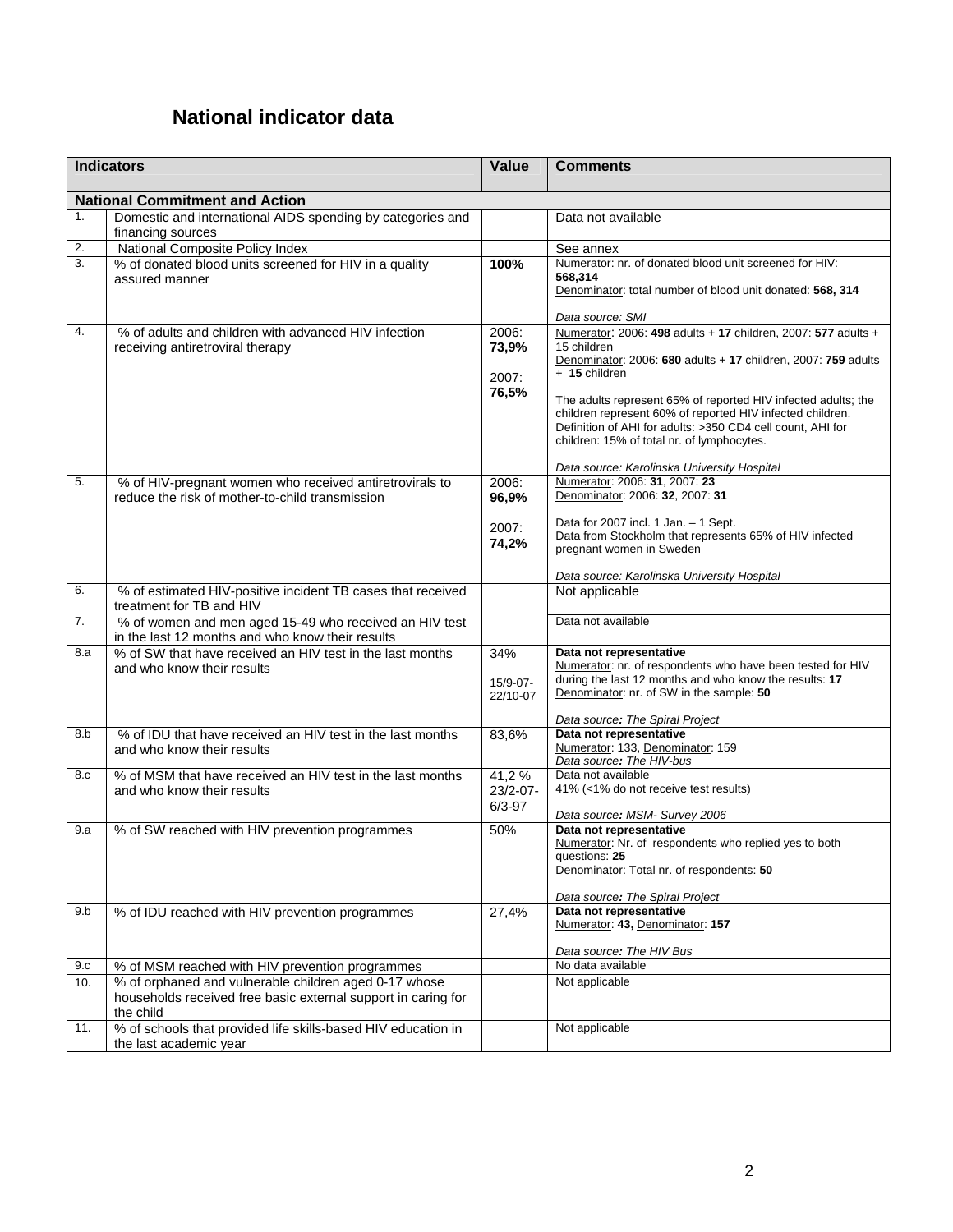## National indicator data

| | Indicators | Value | Comments |
|---|---|---|---|
| **National Commitment and Action** | | | |
| 1. | Domestic and international AIDS spending by categories and financing sources | | Data not available |
| 2. | National Composite Policy Index | | See annex |
| 3. | % of donated blood units screened for HIV in a quality assured manner | **100%** | Numerator: nr. of donated blood unit screened for HIV: **568,314**<br>Denominator: total number of blood unit donated: **568, 314**<br><br>*Data source: SMI* |
| 4. | % of adults and children with advanced HIV infection receiving antiretroviral therapy | 2006: **73,9%**<br><br>2007: **76,5%** | Numerator: 2006: **498** adults + **17** children, 2007: **577** adults + 15 children<br>Denominator: 2006: **680** adults + **17** children, 2007: **759** adults + **15** children<br><br>The adults represent 65% of reported HIV infected adults; the children represent 60% of reported HIV infected children. Definition of AHI for adults: >350 CD4 cell count, AHI for children: 15% of total nr. of lymphocytes.<br><br>*Data source: Karolinska University Hospital* |
| 5. | % of HIV-pregnant women who received antiretrovirals to reduce the risk of mother-to-child transmission | 2006: **96,9%**<br><br>2007: **74,2%** | Numerator: 2006: **31**, 2007: **23**<br>Denominator: 2006: **32**, 2007: **31**<br><br>Data for 2007 incl. 1 Jan. – 1 Sept.<br>Data from Stockholm that represents 65% of HIV infected pregnant women in Sweden<br><br>*Data source: Karolinska University Hospital* |
| 6. | % of estimated HIV-positive incident TB cases that received treatment for TB and HIV | | Not applicable |
| 7. | % of women and men aged 15-49 who received an HIV test in the last 12 months and who know their results | | Data not available |
| 8.a | % of SW that have received an HIV test in the last months and who know their results | 34%<br><br>15/9-07-22/10-07 | **Data not representative**<br>Numerator: nr. of respondents who have been tested for HIV during the last 12 months and who know the results: **17**<br>Denominator: nr. of SW in the sample: **50**<br><br>*Data source: The Spiral Project* |
| 8.b | % of IDU that have received an HIV test in the last months and who know their results | 83,6% | **Data not representative**<br>Numerator: 133, Denominator: 159<br>*Data source: The HIV-bus* |
| 8.c | % of MSM that have received an HIV test in the last months and who know their results | 41,2 %<br>23/2-07-6/3-97 | Data not available<br>41% (<1% do not receive test results)<br><br>*Data source: MSM- Survey 2006* |
| 9.a | % of SW reached with HIV prevention programmes | 50% | **Data not representative**<br>Numerator: Nr. of respondents who replied yes to both questions: **25**<br>Denominator: Total nr. of respondents: **50**<br><br>*Data source: The Spiral Project* |
| 9.b | % of IDU reached with HIV prevention programmes | 27,4% | **Data not representative**<br>Numerator: **43**, Denominator: **157**<br><br>*Data source: The HIV Bus* |
| 9.c | % of MSM reached with HIV prevention programmes | | No data available |
| 10. | % of orphaned and vulnerable children aged 0-17 whose households received free basic external support in caring for the child | | Not applicable |
| 11. | % of schools that provided life skills-based HIV education in the last academic year | | Not applicable |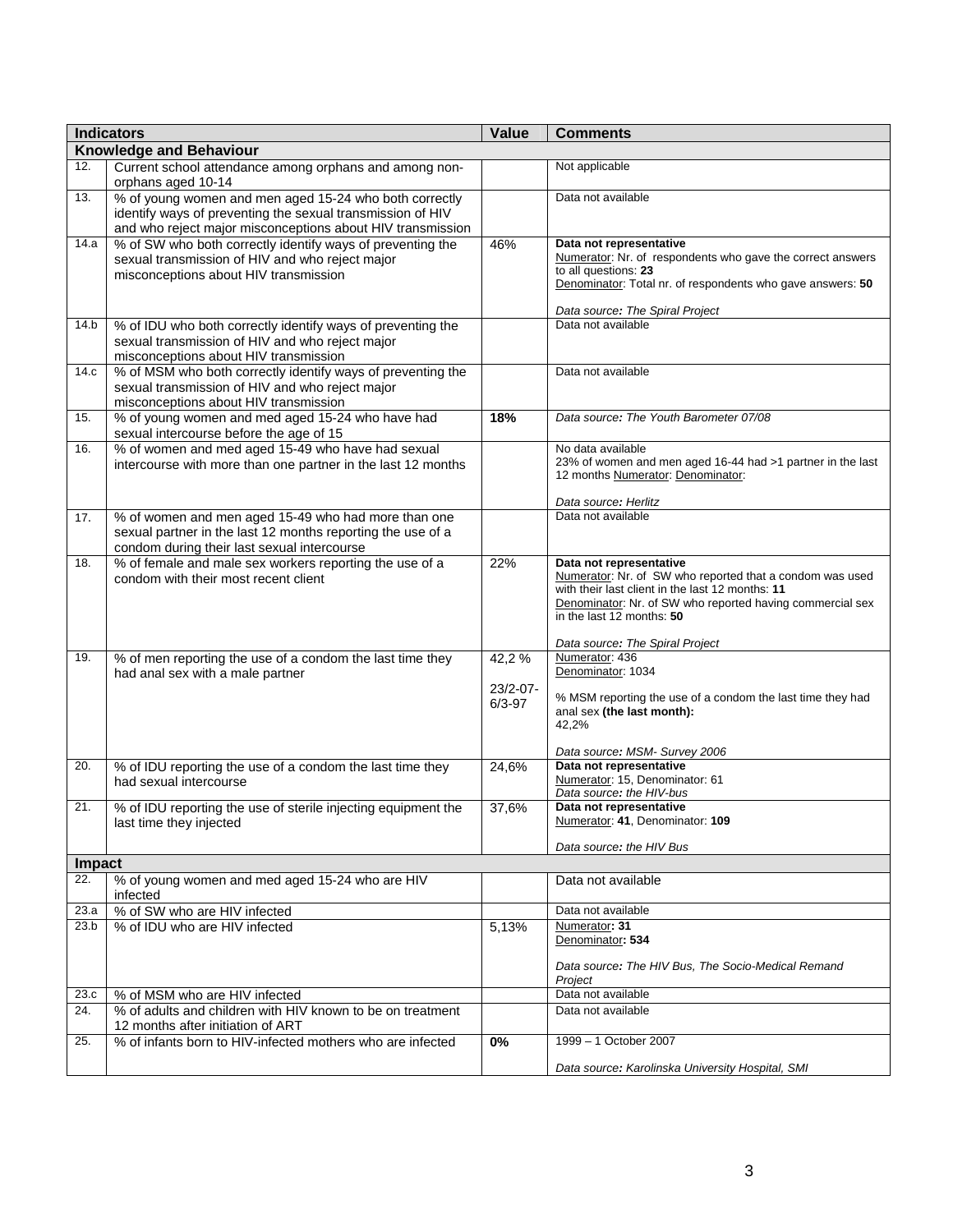| | Indicators | Value | Comments |
|---|---|---|---|
| **Knowledge and Behaviour** | | | |
| 12. | Current school attendance among orphans and among non-orphans aged 10-14 | | Not applicable |
| 13. | % of young women and men aged 15-24 who both correctly identify ways of preventing the sexual transmission of HIV and who reject major misconceptions about HIV transmission | | Data not available |
| 14.a | % of SW who both correctly identify ways of preventing the sexual transmission of HIV and who reject major misconceptions about HIV transmission | 46% | **Data not representative**<br>Numerator: Nr. of respondents who gave the correct answers to all questions: **23**<br>Denominator: Total nr. of respondents who gave answers: **50**<br><br>*Data source: The Spiral Project* |
| 14.b | % of IDU who both correctly identify ways of preventing the sexual transmission of HIV and who reject major misconceptions about HIV transmission | | Data not available |
| 14.c | % of MSM who both correctly identify ways of preventing the sexual transmission of HIV and who reject major misconceptions about HIV transmission | | Data not available |
| 15. | % of young women and med aged 15-24 who have had sexual intercourse before the age of 15 | **18%** | *Data source: The Youth Barometer 07/08* |
| 16. | % of women and med aged 15-49 who have had sexual intercourse with more than one partner in the last 12 months | | No data available<br>23% of women and men aged 16-44 had >1 partner in the last 12 months Numerator: Denominator:<br><br>*Data source: Herlitz* |
| 17. | % of women and men aged 15-49 who had more than one sexual partner in the last 12 months reporting the use of a condom during their last sexual intercourse | | Data not available |
| 18. | % of female and male sex workers reporting the use of a condom with their most recent client | 22% | **Data not representative**<br>Numerator: Nr. of SW who reported that a condom was used with their last client in the last 12 months: **11**<br>Denominator: Nr. of SW who reported having commercial sex in the last 12 months: **50**<br><br>*Data source: The Spiral Project* |
| 19. | % of men reporting the use of a condom the last time they had anal sex with a male partner | 42,2 %<br><br>23/2-07-6/3-97 | Numerator: 436<br>Denominator: 1034<br><br>% MSM reporting the use of a condom the last time they had anal sex **(the last month):**<br>42,2%<br><br>*Data source: MSM- Survey 2006* |
| 20. | % of IDU reporting the use of a condom the last time they had sexual intercourse | 24,6% | **Data not representative**<br>Numerator: 15, Denominator: 61<br>*Data source: the HIV-bus* |
| 21. | % of IDU reporting the use of sterile injecting equipment the last time they injected | 37,6% | **Data not representative**<br>Numerator: **41**, Denominator: **109**<br><br>*Data source: the HIV Bus* |
| **Impact** | | | |
| 22. | % of young women and med aged 15-24 who are HIV infected | | Data not available |
| 23.a | % of SW who are HIV infected | | Data not available |
| 23.b | % of IDU who are HIV infected | 5,13% | Numerator**: 31**<br>Denominator**: 534**<br><br>*Data source: The HIV Bus, The Socio-Medical Remand Project* |
| 23.c | % of MSM who are HIV infected | | Data not available |
| 24. | % of adults and children with HIV known to be on treatment 12 months after initiation of ART | | Data not available |
| 25. | % of infants born to HIV-infected mothers who are infected | **0%** | 1999 – 1 October 2007<br><br>*Data source: Karolinska University Hospital, SMI* |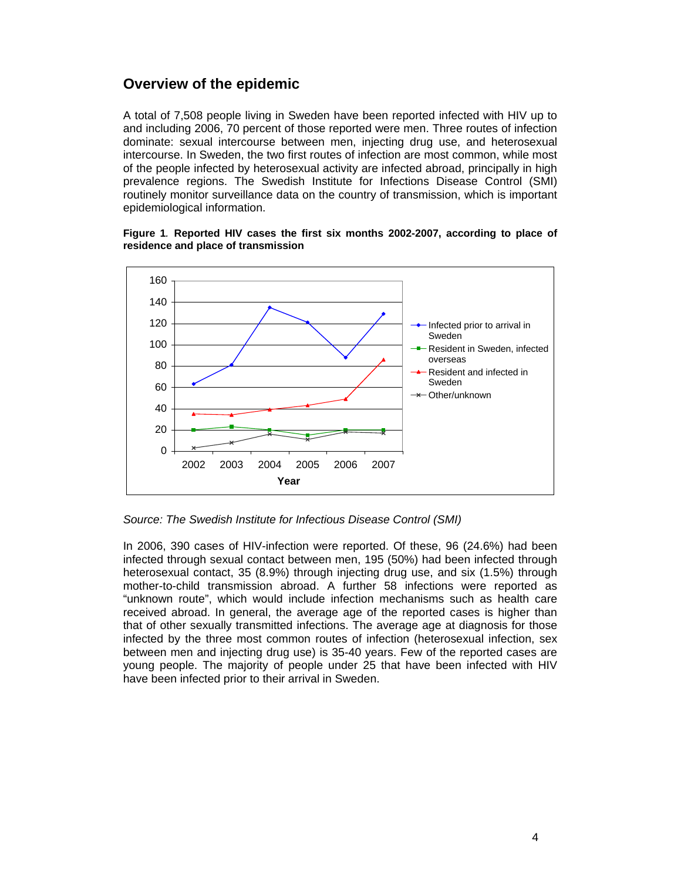## Overview of the epidemic

A total of 7,508 people living in Sweden have been reported infected with HIV up to and including 2006, 70 percent of those reported were men. Three routes of infection dominate: sexual intercourse between men, injecting drug use, and heterosexual intercourse. In Sweden, the two first routes of infection are most common, while most of the people infected by heterosexual activity are infected abroad, principally in high prevalence regions. The Swedish Institute for Infections Disease Control (SMI) routinely monitor surveillance data on the country of transmission, which is important epidemiological information.

**Figure 1. Reported HIV cases the first six months 2002-2007, according to place of residence and place of transmission**

*Source: The Swedish Institute for Infectious Disease Control (SMI)*

In 2006, 390 cases of HIV-infection were reported. Of these, 96 (24.6%) had been infected through sexual contact between men, 195 (50%) had been infected through heterosexual contact, 35 (8.9%) through injecting drug use, and six (1.5%) through mother-to-child transmission abroad. A further 58 infections were reported as "unknown route", which would include infection mechanisms such as health care received abroad. In general, the average age of the reported cases is higher than that of other sexually transmitted infections. The average age at diagnosis for those infected by the three most common routes of infection (heterosexual infection, sex between men and injecting drug use) is 35-40 years. Few of the reported cases are young people. The majority of people under 25 that have been infected with HIV have been infected prior to their arrival in Sweden.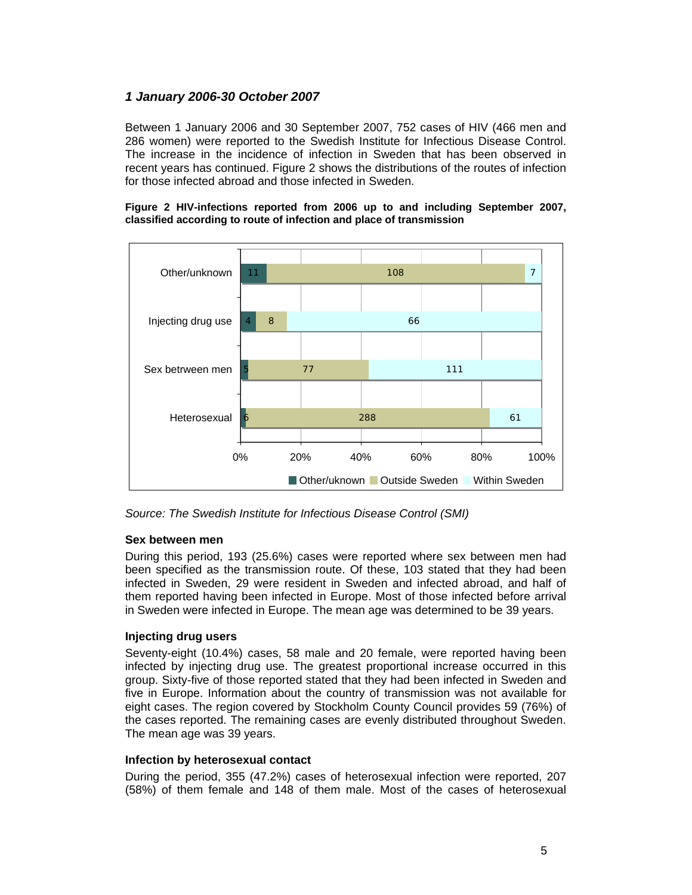### *1 January 2006-30 October 2007*

Between 1 January 2006 and 30 September 2007, 752 cases of HIV (466 men and 286 women) were reported to the Swedish Institute for Infectious Disease Control. The increase in the incidence of infection in Sweden that has been observed in recent years has continued. Figure 2 shows the distributions of the routes of infection for those infected abroad and those infected in Sweden.

**Figure 2 HIV-infections reported from 2006 up to and including September 2007, classified according to route of infection and place of transmission**

| | Other/uknown | Outside Sweden | Within Sweden |
|---|---|---|---|
| Other/unknown | 11 | 108 | 7 |
| Injecting drug use | 4 | 8 | 66 |
| Sex betrween men | 5 | 77 | 111 |
| Heterosexual | 6 | 288 | 61 |

*Source: The Swedish Institute for Infectious Disease Control (SMI)*

**Sex between men**

During this period, 193 (25.6%) cases were reported where sex between men had been specified as the transmission route. Of these, 103 stated that they had been infected in Sweden, 29 were resident in Sweden and infected abroad, and half of them reported having been infected in Europe. Most of those infected before arrival in Sweden were infected in Europe. The mean age was determined to be 39 years.

**Injecting drug users**

Seventy-eight (10.4%) cases, 58 male and 20 female, were reported having been infected by injecting drug use. The greatest proportional increase occurred in this group. Sixty-five of those reported stated that they had been infected in Sweden and five in Europe. Information about the country of transmission was not available for eight cases. The region covered by Stockholm County Council provides 59 (76%) of the cases reported. The remaining cases are evenly distributed throughout Sweden. The mean age was 39 years.

**Infection by heterosexual contact**

During the period, 355 (47.2%) cases of heterosexual infection were reported, 207 (58%) of them female and 148 of them male. Most of the cases of heterosexual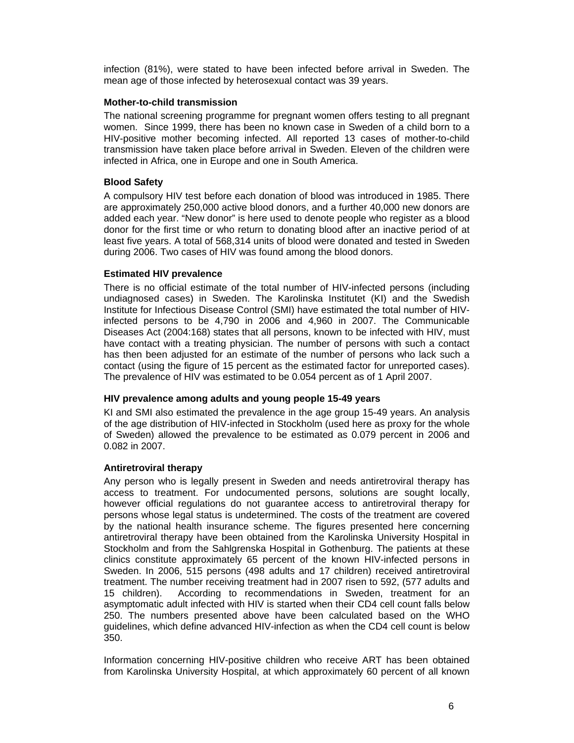infection (81%), were stated to have been infected before arrival in Sweden. The mean age of those infected by heterosexual contact was 39 years.

**Mother-to-child transmission**

The national screening programme for pregnant women offers testing to all pregnant women. Since 1999, there has been no known case in Sweden of a child born to a HIV-positive mother becoming infected. All reported 13 cases of mother-to-child transmission have taken place before arrival in Sweden. Eleven of the children were infected in Africa, one in Europe and one in South America.

**Blood Safety**

A compulsory HIV test before each donation of blood was introduced in 1985. There are approximately 250,000 active blood donors, and a further 40,000 new donors are added each year. "New donor" is here used to denote people who register as a blood donor for the first time or who return to donating blood after an inactive period of at least five years. A total of 568,314 units of blood were donated and tested in Sweden during 2006. Two cases of HIV was found among the blood donors.

**Estimated HIV prevalence**

There is no official estimate of the total number of HIV-infected persons (including undiagnosed cases) in Sweden. The Karolinska Institutet (KI) and the Swedish Institute for Infectious Disease Control (SMI) have estimated the total number of HIV-infected persons to be 4,790 in 2006 and 4,960 in 2007. The Communicable Diseases Act (2004:168) states that all persons, known to be infected with HIV, must have contact with a treating physician. The number of persons with such a contact has then been adjusted for an estimate of the number of persons who lack such a contact (using the figure of 15 percent as the estimated factor for unreported cases). The prevalence of HIV was estimated to be 0.054 percent as of 1 April 2007.

**HIV prevalence among adults and young people 15-49 years**

KI and SMI also estimated the prevalence in the age group 15-49 years. An analysis of the age distribution of HIV-infected in Stockholm (used here as proxy for the whole of Sweden) allowed the prevalence to be estimated as 0.079 percent in 2006 and 0.082 in 2007.

**Antiretroviral therapy**

Any person who is legally present in Sweden and needs antiretroviral therapy has access to treatment. For undocumented persons, solutions are sought locally, however official regulations do not guarantee access to antiretroviral therapy for persons whose legal status is undetermined. The costs of the treatment are covered by the national health insurance scheme. The figures presented here concerning antiretroviral therapy have been obtained from the Karolinska University Hospital in Stockholm and from the Sahlgrenska Hospital in Gothenburg. The patients at these clinics constitute approximately 65 percent of the known HIV-infected persons in Sweden. In 2006, 515 persons (498 adults and 17 children) received antiretroviral treatment. The number receiving treatment had in 2007 risen to 592, (577 adults and 15 children). According to recommendations in Sweden, treatment for an asymptomatic adult infected with HIV is started when their CD4 cell count falls below 250. The numbers presented above have been calculated based on the WHO guidelines, which define advanced HIV-infection as when the CD4 cell count is below 350.

Information concerning HIV-positive children who receive ART has been obtained from Karolinska University Hospital, at which approximately 60 percent of all known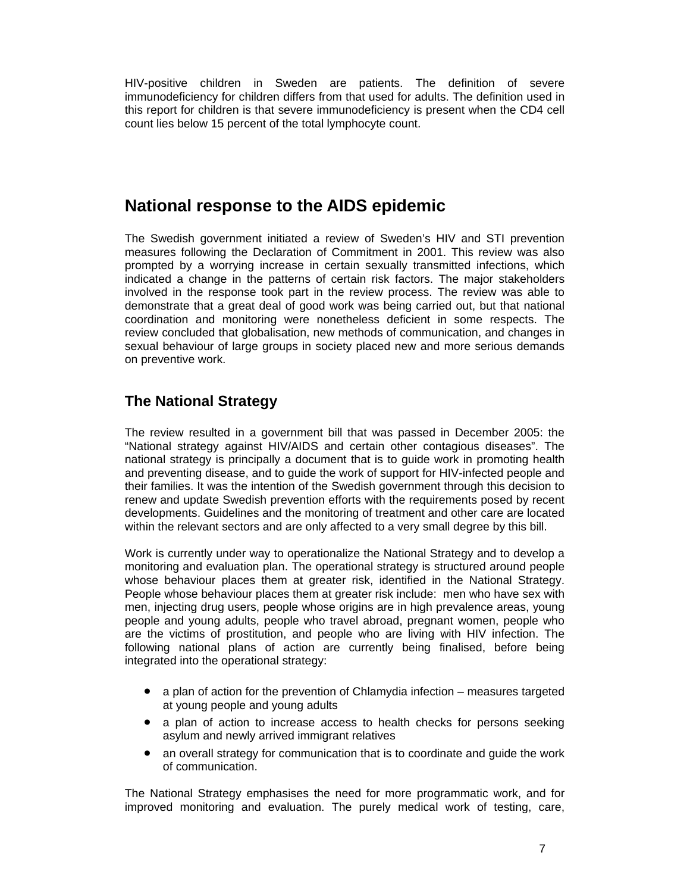HIV-positive children in Sweden are patients. The definition of severe immunodeficiency for children differs from that used for adults. The definition used in this report for children is that severe immunodeficiency is present when the CD4 cell count lies below 15 percent of the total lymphocyte count.

# National response to the AIDS epidemic

The Swedish government initiated a review of Sweden's HIV and STI prevention measures following the Declaration of Commitment in 2001. This review was also prompted by a worrying increase in certain sexually transmitted infections, which indicated a change in the patterns of certain risk factors. The major stakeholders involved in the response took part in the review process. The review was able to demonstrate that a great deal of good work was being carried out, but that national coordination and monitoring were nonetheless deficient in some respects. The review concluded that globalisation, new methods of communication, and changes in sexual behaviour of large groups in society placed new and more serious demands on preventive work.

## The National Strategy

The review resulted in a government bill that was passed in December 2005: the "National strategy against HIV/AIDS and certain other contagious diseases". The national strategy is principally a document that is to guide work in promoting health and preventing disease, and to guide the work of support for HIV-infected people and their families. It was the intention of the Swedish government through this decision to renew and update Swedish prevention efforts with the requirements posed by recent developments. Guidelines and the monitoring of treatment and other care are located within the relevant sectors and are only affected to a very small degree by this bill.

Work is currently under way to operationalize the National Strategy and to develop a monitoring and evaluation plan. The operational strategy is structured around people whose behaviour places them at greater risk, identified in the National Strategy. People whose behaviour places them at greater risk include: men who have sex with men, injecting drug users, people whose origins are in high prevalence areas, young people and young adults, people who travel abroad, pregnant women, people who are the victims of prostitution, and people who are living with HIV infection. The following national plans of action are currently being finalised, before being integrated into the operational strategy:

- a plan of action for the prevention of Chlamydia infection – measures targeted at young people and young adults
- a plan of action to increase access to health checks for persons seeking asylum and newly arrived immigrant relatives
- an overall strategy for communication that is to coordinate and guide the work of communication.

The National Strategy emphasises the need for more programmatic work, and for improved monitoring and evaluation. The purely medical work of testing, care,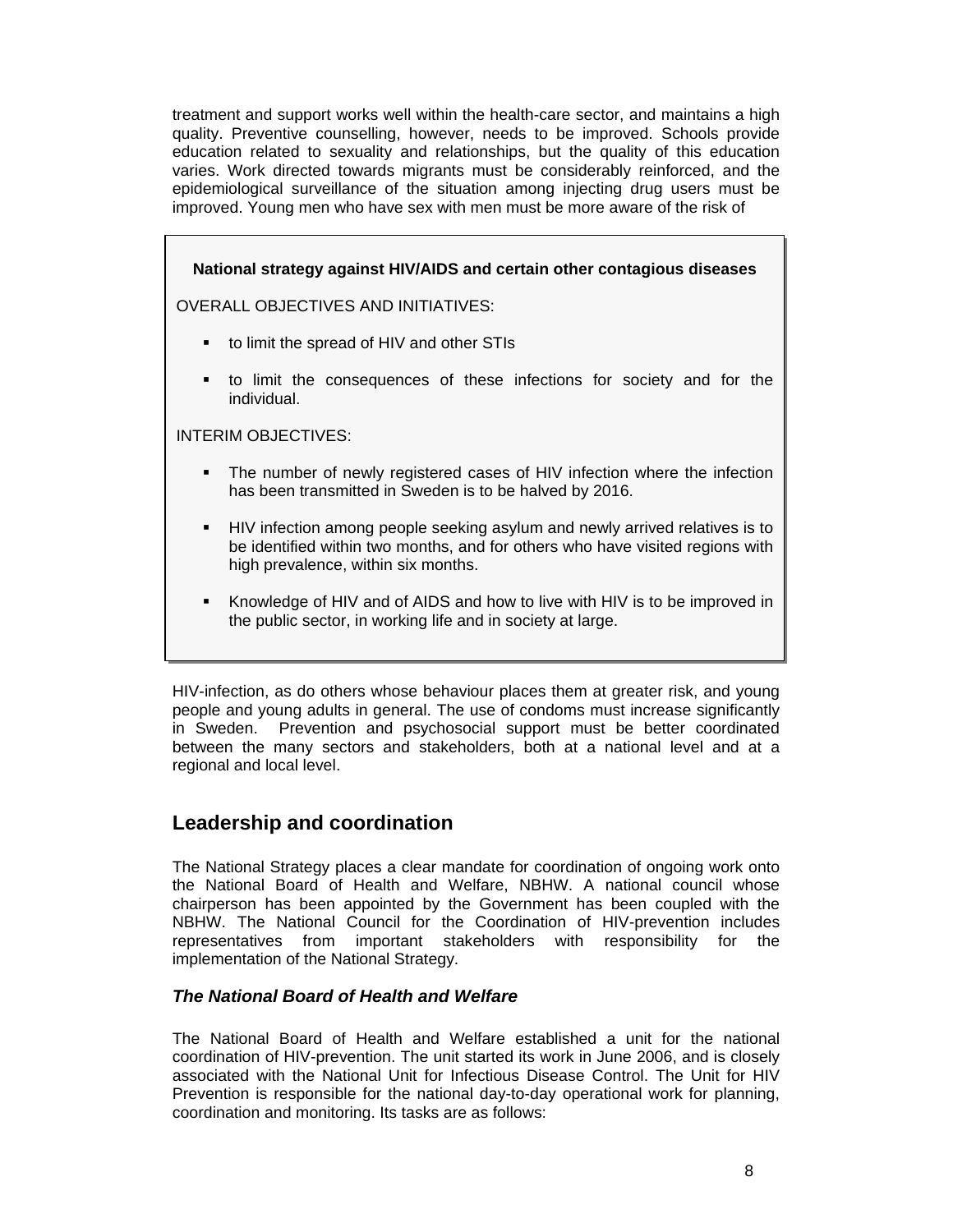treatment and support works well within the health-care sector, and maintains a high quality. Preventive counselling, however, needs to be improved. Schools provide education related to sexuality and relationships, but the quality of this education varies. Work directed towards migrants must be considerably reinforced, and the epidemiological surveillance of the situation among injecting drug users must be improved. Young men who have sex with men must be more aware of the risk of HIV-infection, as do others whose behaviour places them at greater risk, and young people and young adults in general. The use of condoms must increase significantly in Sweden. Prevention and psychosocial support must be better coordinated between the many sectors and stakeholders, both at a national level and at a regional and local level.

> **National strategy against HIV/AIDS and certain other contagious diseases**
>
> OVERALL OBJECTIVES AND INITIATIVES:
>
> - to limit the spread of HIV and other STIs
> - to limit the consequences of these infections for society and for the individual.
>
> INTERIM OBJECTIVES:
>
> - The number of newly registered cases of HIV infection where the infection has been transmitted in Sweden is to be halved by 2016.
> - HIV infection among people seeking asylum and newly arrived relatives is to be identified within two months, and for others who have visited regions with high prevalence, within six months.
> - Knowledge of HIV and of AIDS and how to live with HIV is to be improved in the public sector, in working life and in society at large.

## Leadership and coordination

The National Strategy places a clear mandate for coordination of ongoing work onto the National Board of Health and Welfare, NBHW. A national council whose chairperson has been appointed by the Government has been coupled with the NBHW. The National Council for the Coordination of HIV-prevention includes representatives from important stakeholders with responsibility for the implementation of the National Strategy.

### *The National Board of Health and Welfare*

The National Board of Health and Welfare established a unit for the national coordination of HIV-prevention. The unit started its work in June 2006, and is closely associated with the National Unit for Infectious Disease Control. The Unit for HIV Prevention is responsible for the national day-to-day operational work for planning, coordination and monitoring. Its tasks are as follows: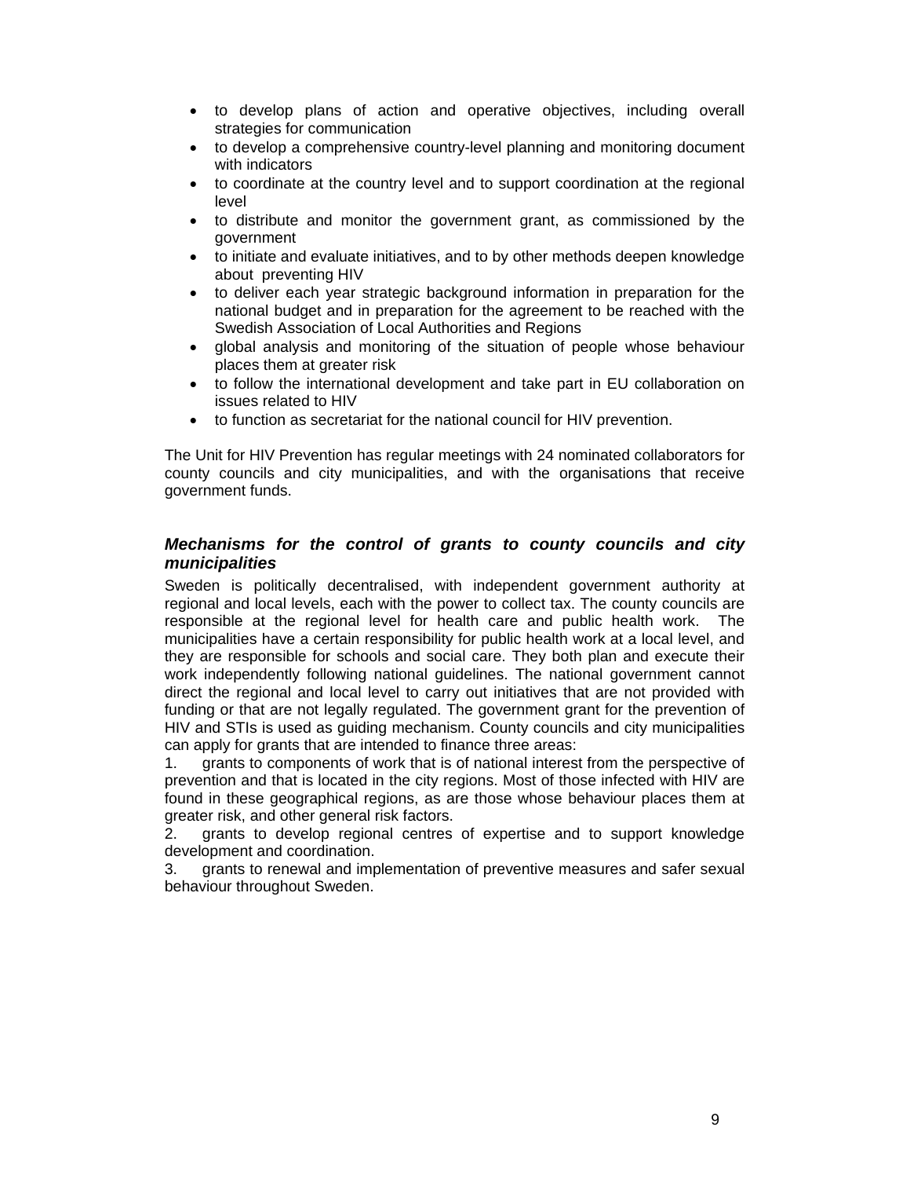- to develop plans of action and operative objectives, including overall strategies for communication
- to develop a comprehensive country-level planning and monitoring document with indicators
- to coordinate at the country level and to support coordination at the regional level
- to distribute and monitor the government grant, as commissioned by the government
- to initiate and evaluate initiatives, and to by other methods deepen knowledge about preventing HIV
- to deliver each year strategic background information in preparation for the national budget and in preparation for the agreement to be reached with the Swedish Association of Local Authorities and Regions
- global analysis and monitoring of the situation of people whose behaviour places them at greater risk
- to follow the international development and take part in EU collaboration on issues related to HIV
- to function as secretariat for the national council for HIV prevention.

The Unit for HIV Prevention has regular meetings with 24 nominated collaborators for county councils and city municipalities, and with the organisations that receive government funds.

### *Mechanisms for the control of grants to county councils and city municipalities*

Sweden is politically decentralised, with independent government authority at regional and local levels, each with the power to collect tax. The county councils are responsible at the regional level for health care and public health work. The municipalities have a certain responsibility for public health work at a local level, and they are responsible for schools and social care. They both plan and execute their work independently following national guidelines. The national government cannot direct the regional and local level to carry out initiatives that are not provided with funding or that are not legally regulated. The government grant for the prevention of HIV and STIs is used as guiding mechanism. County councils and city municipalities can apply for grants that are intended to finance three areas:

1. grants to components of work that is of national interest from the perspective of prevention and that is located in the city regions. Most of those infected with HIV are found in these geographical regions, as are those whose behaviour places them at greater risk, and other general risk factors.
2. grants to develop regional centres of expertise and to support knowledge development and coordination.
3. grants to renewal and implementation of preventive measures and safer sexual behaviour throughout Sweden.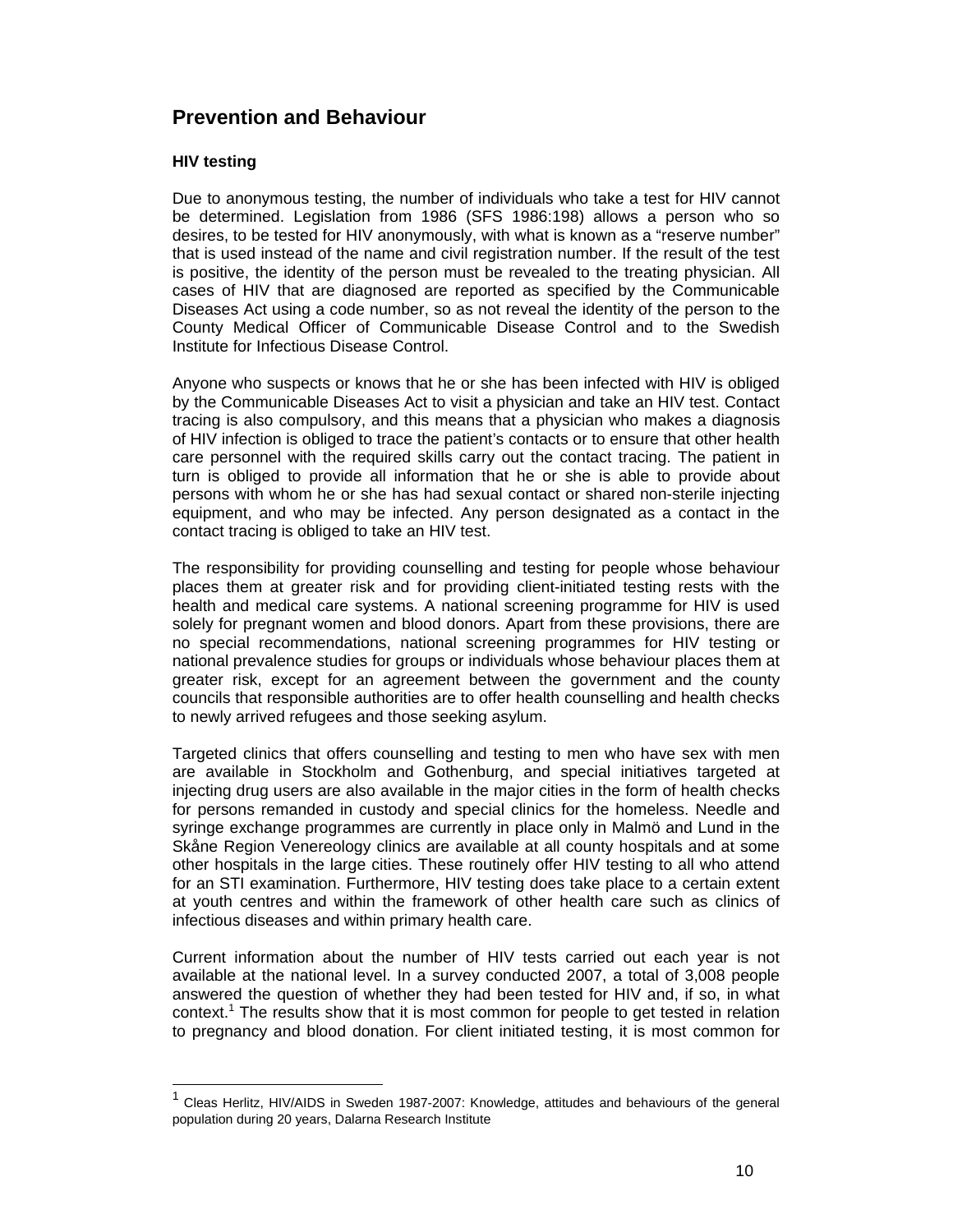## Prevention and Behaviour

### HIV testing

Due to anonymous testing, the number of individuals who take a test for HIV cannot be determined. Legislation from 1986 (SFS 1986:198) allows a person who so desires, to be tested for HIV anonymously, with what is known as a "reserve number" that is used instead of the name and civil registration number. If the result of the test is positive, the identity of the person must be revealed to the treating physician. All cases of HIV that are diagnosed are reported as specified by the Communicable Diseases Act using a code number, so as not reveal the identity of the person to the County Medical Officer of Communicable Disease Control and to the Swedish Institute for Infectious Disease Control.

Anyone who suspects or knows that he or she has been infected with HIV is obliged by the Communicable Diseases Act to visit a physician and take an HIV test. Contact tracing is also compulsory, and this means that a physician who makes a diagnosis of HIV infection is obliged to trace the patient's contacts or to ensure that other health care personnel with the required skills carry out the contact tracing. The patient in turn is obliged to provide all information that he or she is able to provide about persons with whom he or she has had sexual contact or shared non-sterile injecting equipment, and who may be infected. Any person designated as a contact in the contact tracing is obliged to take an HIV test.

The responsibility for providing counselling and testing for people whose behaviour places them at greater risk and for providing client-initiated testing rests with the health and medical care systems. A national screening programme for HIV is used solely for pregnant women and blood donors. Apart from these provisions, there are no special recommendations, national screening programmes for HIV testing or national prevalence studies for groups or individuals whose behaviour places them at greater risk, except for an agreement between the government and the county councils that responsible authorities are to offer health counselling and health checks to newly arrived refugees and those seeking asylum.

Targeted clinics that offers counselling and testing to men who have sex with men are available in Stockholm and Gothenburg, and special initiatives targeted at injecting drug users are also available in the major cities in the form of health checks for persons remanded in custody and special clinics for the homeless. Needle and syringe exchange programmes are currently in place only in Malmö and Lund in the Skåne Region Venereology clinics are available at all county hospitals and at some other hospitals in the large cities. These routinely offer HIV testing to all who attend for an STI examination. Furthermore, HIV testing does take place to a certain extent at youth centres and within the framework of other health care such as clinics of infectious diseases and within primary health care.

Current information about the number of HIV tests carried out each year is not available at the national level. In a survey conducted 2007, a total of 3,008 people answered the question of whether they had been tested for HIV and, if so, in what context.[1] The results show that it is most common for people to get tested in relation to pregnancy and blood donation. For client initiated testing, it is most common for

[1] Cleas Herlitz, HIV/AIDS in Sweden 1987-2007: Knowledge, attitudes and behaviours of the general population during 20 years, Dalarna Research Institute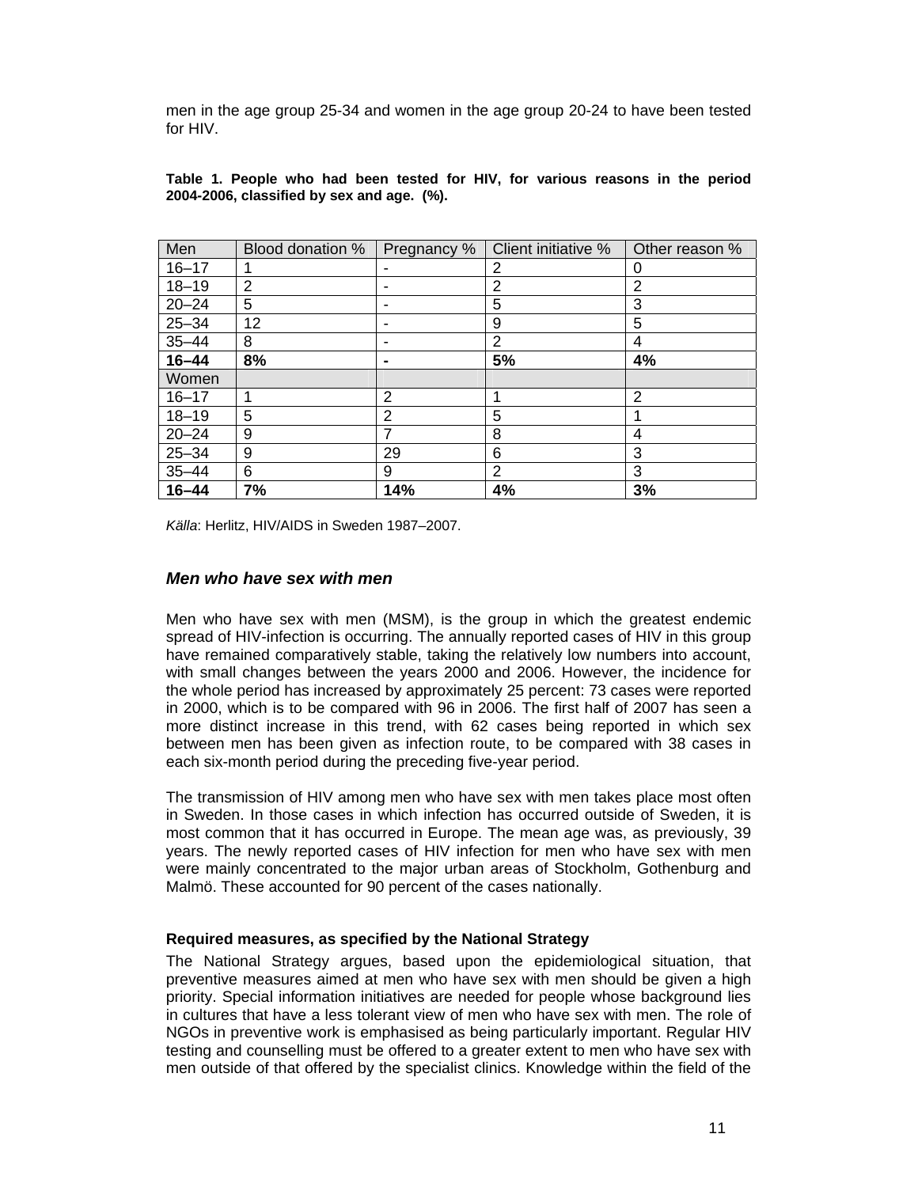men in the age group 25-34 and women in the age group 20-24 to have been tested for HIV.

**Table 1. People who had been tested for HIV, for various reasons in the period 2004-2006, classified by sex and age. (%).**

| Men | Blood donation % | Pregnancy % | Client initiative % | Other reason % |
|---|---|---|---|---|
| 16–17 | 1 | - | 2 | 0 |
| 18–19 | 2 | - | 2 | 2 |
| 20–24 | 5 | - | 5 | 3 |
| 25–34 | 12 | - | 9 | 5 |
| 35–44 | 8 | - | 2 | 4 |
| **16–44** | **8%** | **-** | **5%** | **4%** |
| Women | | | | |
| 16–17 | 1 | 2 | 1 | 2 |
| 18–19 | 5 | 2 | 5 | 1 |
| 20–24 | 9 | 7 | 8 | 4 |
| 25–34 | 9 | 29 | 6 | 3 |
| 35–44 | 6 | 9 | 2 | 3 |
| **16–44** | **7%** | **14%** | **4%** | **3%** |

*Källa*: Herlitz, HIV/AIDS in Sweden 1987–2007.

### *Men who have sex with men*

Men who have sex with men (MSM), is the group in which the greatest endemic spread of HIV-infection is occurring. The annually reported cases of HIV in this group have remained comparatively stable, taking the relatively low numbers into account, with small changes between the years 2000 and 2006. However, the incidence for the whole period has increased by approximately 25 percent: 73 cases were reported in 2000, which is to be compared with 96 in 2006. The first half of 2007 has seen a more distinct increase in this trend, with 62 cases being reported in which sex between men has been given as infection route, to be compared with 38 cases in each six-month period during the preceding five-year period.

The transmission of HIV among men who have sex with men takes place most often in Sweden. In those cases in which infection has occurred outside of Sweden, it is most common that it has occurred in Europe. The mean age was, as previously, 39 years. The newly reported cases of HIV infection for men who have sex with men were mainly concentrated to the major urban areas of Stockholm, Gothenburg and Malmö. These accounted for 90 percent of the cases nationally.

#### Required measures, as specified by the National Strategy

The National Strategy argues, based upon the epidemiological situation, that preventive measures aimed at men who have sex with men should be given a high priority. Special information initiatives are needed for people whose background lies in cultures that have a less tolerant view of men who have sex with men. The role of NGOs in preventive work is emphasised as being particularly important. Regular HIV testing and counselling must be offered to a greater extent to men who have sex with men outside of that offered by the specialist clinics. Knowledge within the field of the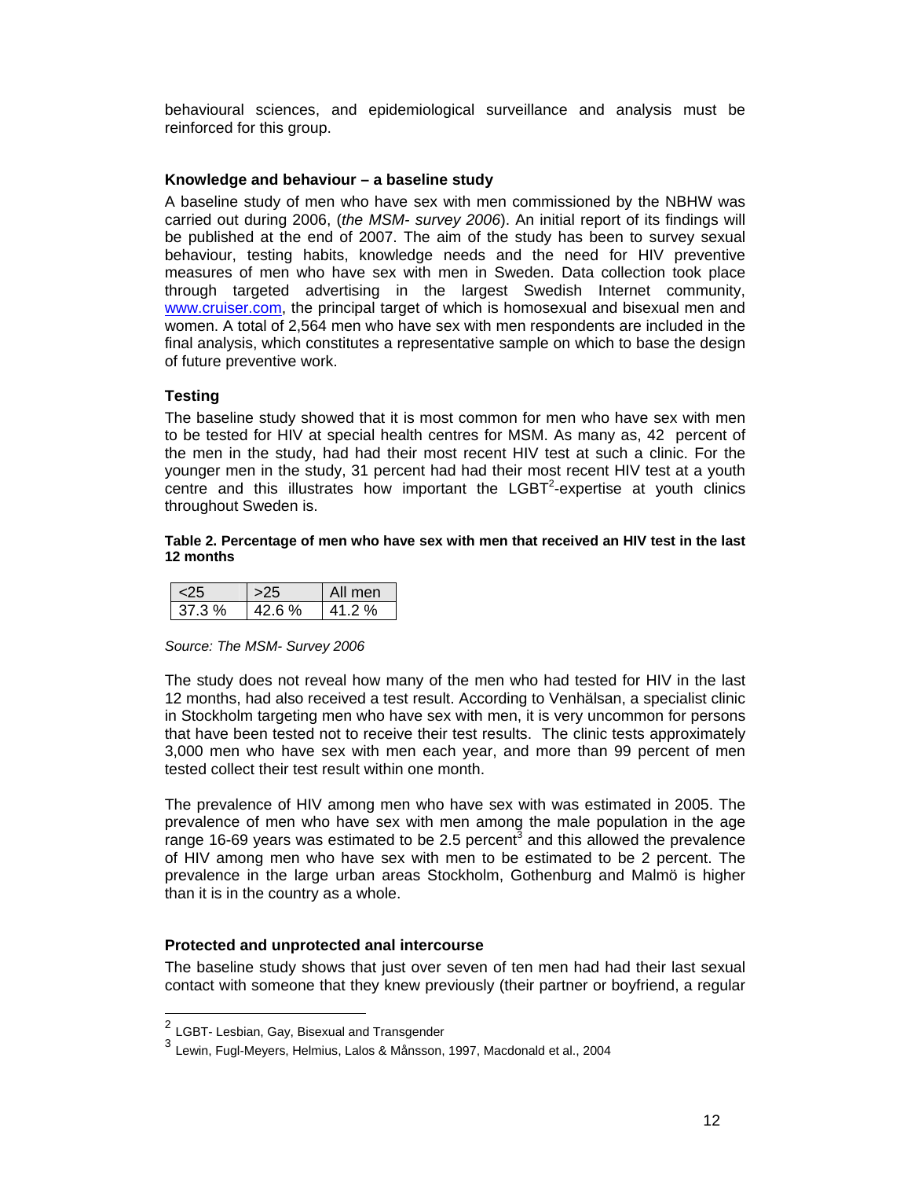behavioural sciences, and epidemiological surveillance and analysis must be reinforced for this group.

### Knowledge and behaviour – a baseline study

A baseline study of men who have sex with men commissioned by the NBHW was carried out during 2006, (*the MSM- survey 2006*). An initial report of its findings will be published at the end of 2007. The aim of the study has been to survey sexual behaviour, testing habits, knowledge needs and the need for HIV preventive measures of men who have sex with men in Sweden. Data collection took place through targeted advertising in the largest Swedish Internet community, www.cruiser.com, the principal target of which is homosexual and bisexual men and women. A total of 2,564 men who have sex with men respondents are included in the final analysis, which constitutes a representative sample on which to base the design of future preventive work.

### Testing

The baseline study showed that it is most common for men who have sex with men to be tested for HIV at special health centres for MSM. As many as, 42 percent of the men in the study, had had their most recent HIV test at such a clinic. For the younger men in the study, 31 percent had had their most recent HIV test at a youth centre and this illustrates how important the LGBT[2]-expertise at youth clinics throughout Sweden is.

**Table 2. Percentage of men who have sex with men that received an HIV test in the last 12 months**

| <25 | >25 | All men |
|---|---|---|
| 37.3 % | 42.6 % | 41.2 % |

*Source: The MSM- Survey 2006*

The study does not reveal how many of the men who had tested for HIV in the last 12 months, had also received a test result. According to Venhälsan, a specialist clinic in Stockholm targeting men who have sex with men, it is very uncommon for persons that have been tested not to receive their test results. The clinic tests approximately 3,000 men who have sex with men each year, and more than 99 percent of men tested collect their test result within one month.

The prevalence of HIV among men who have sex with was estimated in 2005. The prevalence of men who have sex with men among the male population in the age range 16-69 years was estimated to be 2.5 percent[3] and this allowed the prevalence of HIV among men who have sex with men to be estimated to be 2 percent. The prevalence in the large urban areas Stockholm, Gothenburg and Malmö is higher than it is in the country as a whole.

### Protected and unprotected anal intercourse

The baseline study shows that just over seven of ten men had had their last sexual contact with someone that they knew previously (their partner or boyfriend, a regular

---

[2] LGBT- Lesbian, Gay, Bisexual and Transgender

[3] Lewin, Fugl-Meyers, Helmius, Lalos & Månsson, 1997, Macdonald et al., 2004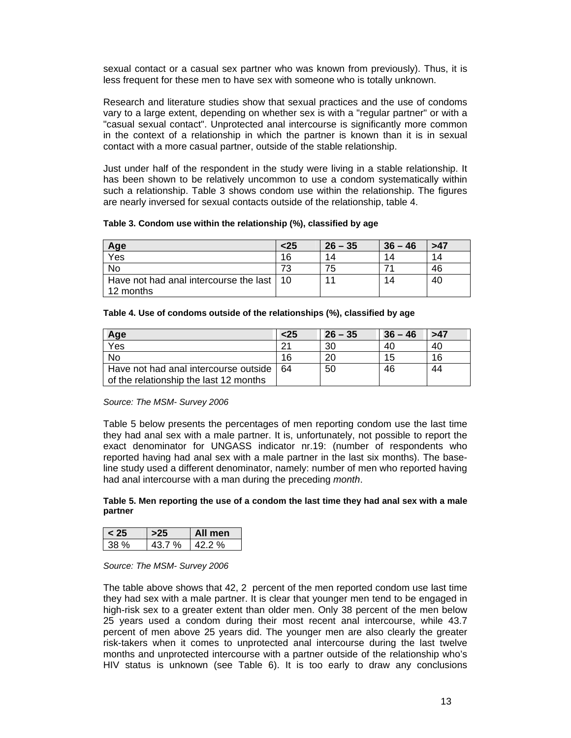sexual contact or a casual sex partner who was known from previously). Thus, it is less frequent for these men to have sex with someone who is totally unknown.

Research and literature studies show that sexual practices and the use of condoms vary to a large extent, depending on whether sex is with a "regular partner" or with a "casual sexual contact". Unprotected anal intercourse is significantly more common in the context of a relationship in which the partner is known than it is in sexual contact with a more casual partner, outside of the stable relationship.

Just under half of the respondent in the study were living in a stable relationship. It has been shown to be relatively uncommon to use a condom systematically within such a relationship. Table 3 shows condom use within the relationship. The figures are nearly inversed for sexual contacts outside of the relationship, table 4.

**Table 3. Condom use within the relationship (%), classified by age**

| Age | <25 | 26 – 35 | 36 – 46 | >47 |
|---|---|---|---|---|
| Yes | 16 | 14 | 14 | 14 |
| No | 73 | 75 | 71 | 46 |
| Have not had anal intercourse the last 12 months | 10 | 11 | 14 | 40 |

**Table 4. Use of condoms outside of the relationships (%), classified by age**

| Age | <25 | 26 – 35 | 36 – 46 | >47 |
|---|---|---|---|---|
| Yes | 21 | 30 | 40 | 40 |
| No | 16 | 20 | 15 | 16 |
| Have not had anal intercourse outside of the relationship the last 12 months | 64 | 50 | 46 | 44 |

*Source: The MSM- Survey 2006*

Table 5 below presents the percentages of men reporting condom use the last time they had anal sex with a male partner. It is, unfortunately, not possible to report the exact denominator for UNGASS indicator nr.19: (number of respondents who reported having had anal sex with a male partner in the last six months). The base-line study used a different denominator, namely: number of men who reported having had anal intercourse with a man during the preceding *month*.

**Table 5. Men reporting the use of a condom the last time they had anal sex with a male partner**

| < 25 | >25 | All men |
|---|---|---|
| 38 % | 43.7 % | 42.2 % |

*Source: The MSM- Survey 2006*

The table above shows that 42, 2 percent of the men reported condom use last time they had sex with a male partner. It is clear that younger men tend to be engaged in high-risk sex to a greater extent than older men. Only 38 percent of the men below 25 years used a condom during their most recent anal intercourse, while 43.7 percent of men above 25 years did. The younger men are also clearly the greater risk-takers when it comes to unprotected anal intercourse during the last twelve months and unprotected intercourse with a partner outside of the relationship who's HIV status is unknown (see Table 6). It is too early to draw any conclusions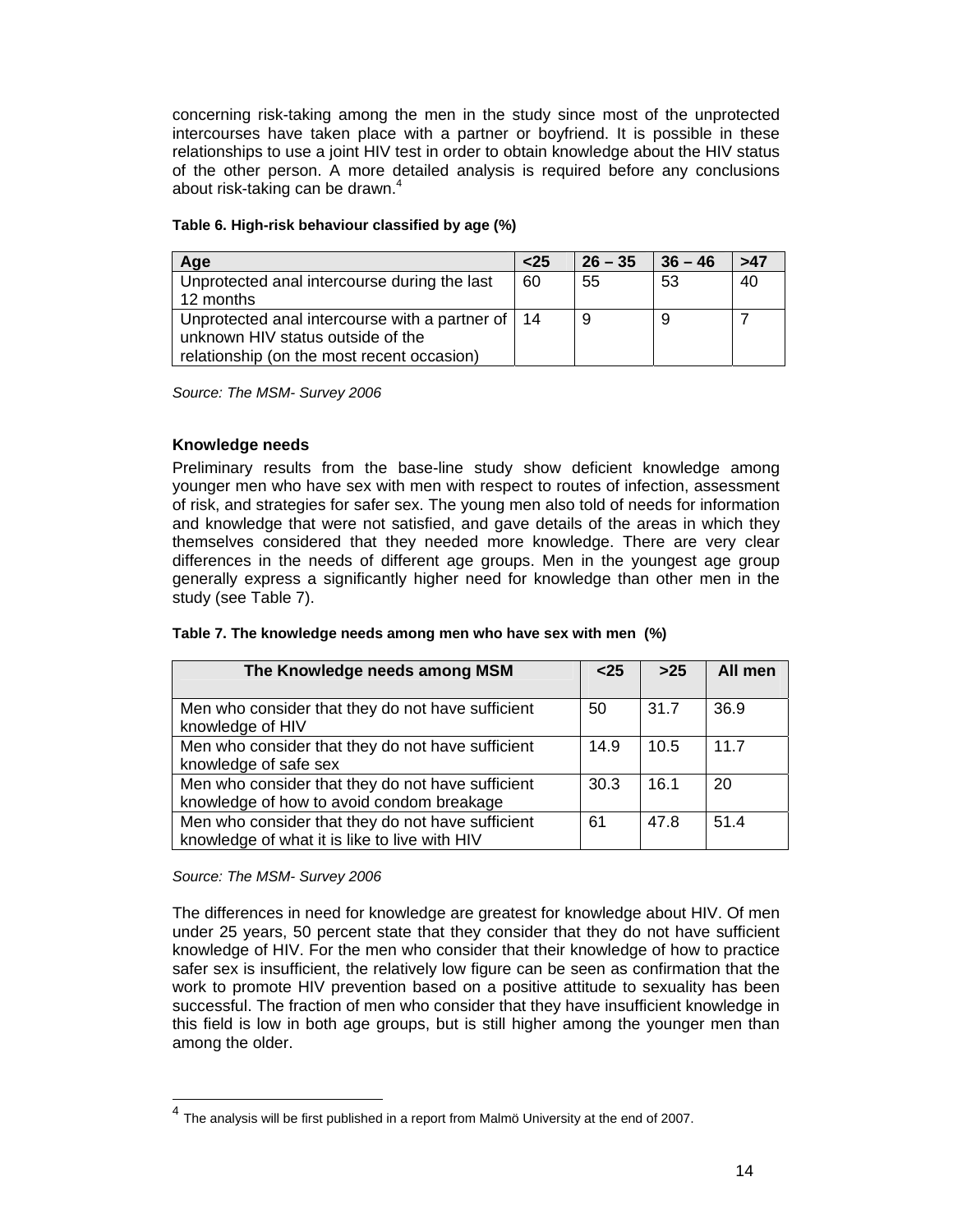concerning risk-taking among the men in the study since most of the unprotected intercourses have taken place with a partner or boyfriend. It is possible in these relationships to use a joint HIV test in order to obtain knowledge about the HIV status of the other person. A more detailed analysis is required before any conclusions about risk-taking can be drawn.[4]

**Table 6. High-risk behaviour classified by age (%)**

| Age | <25 | 26 – 35 | 36 – 46 | >47 |
|---|---|---|---|---|
| Unprotected anal intercourse during the last 12 months | 60 | 55 | 53 | 40 |
| Unprotected anal intercourse with a partner of unknown HIV status outside of the relationship (on the most recent occasion) | 14 | 9 | 9 | 7 |

*Source: The MSM- Survey 2006*

### Knowledge needs

Preliminary results from the base-line study show deficient knowledge among younger men who have sex with men with respect to routes of infection, assessment of risk, and strategies for safer sex. The young men also told of needs for information and knowledge that were not satisfied, and gave details of the areas in which they themselves considered that they needed more knowledge. There are very clear differences in the needs of different age groups. Men in the youngest age group generally express a significantly higher need for knowledge than other men in the study (see Table 7).

**Table 7. The knowledge needs among men who have sex with men (%)**

| The Knowledge needs among MSM | <25 | >25 | All men |
|---|---|---|---|
| Men who consider that they do not have sufficient knowledge of HIV | 50 | 31.7 | 36.9 |
| Men who consider that they do not have sufficient knowledge of safe sex | 14.9 | 10.5 | 11.7 |
| Men who consider that they do not have sufficient knowledge of how to avoid condom breakage | 30.3 | 16.1 | 20 |
| Men who consider that they do not have sufficient knowledge of what it is like to live with HIV | 61 | 47.8 | 51.4 |

*Source: The MSM- Survey 2006*

The differences in need for knowledge are greatest for knowledge about HIV. Of men under 25 years, 50 percent state that they consider that they do not have sufficient knowledge of HIV. For the men who consider that their knowledge of how to practice safer sex is insufficient, the relatively low figure can be seen as confirmation that the work to promote HIV prevention based on a positive attitude to sexuality has been successful. The fraction of men who consider that they have insufficient knowledge in this field is low in both age groups, but is still higher among the younger men than among the older.

[4] The analysis will be first published in a report from Malmö University at the end of 2007.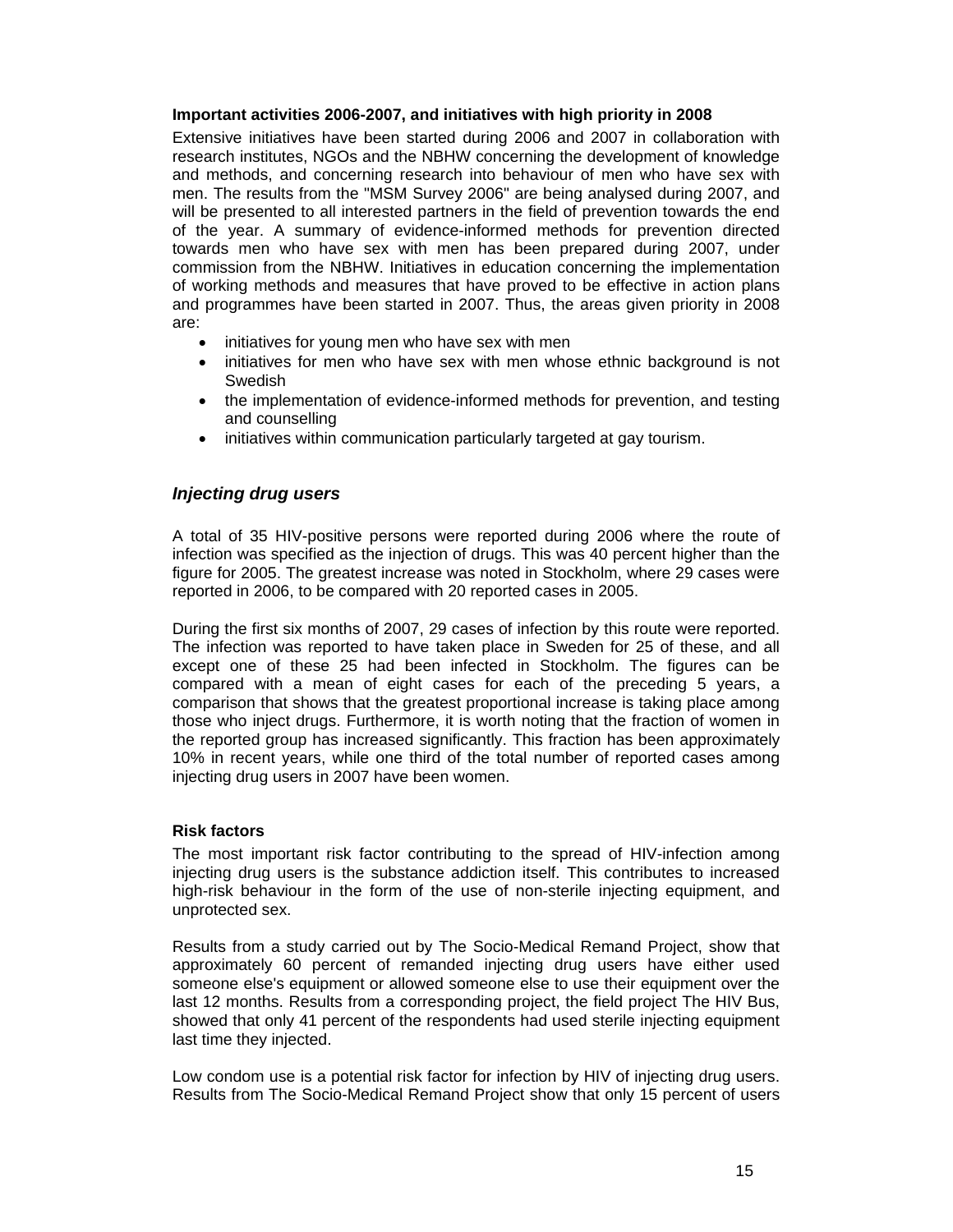**Important activities 2006-2007, and initiatives with high priority in 2008**

Extensive initiatives have been started during 2006 and 2007 in collaboration with research institutes, NGOs and the NBHW concerning the development of knowledge and methods, and concerning research into behaviour of men who have sex with men. The results from the "MSM Survey 2006" are being analysed during 2007, and will be presented to all interested partners in the field of prevention towards the end of the year. A summary of evidence-informed methods for prevention directed towards men who have sex with men has been prepared during 2007, under commission from the NBHW. Initiatives in education concerning the implementation of working methods and measures that have proved to be effective in action plans and programmes have been started in 2007. Thus, the areas given priority in 2008 are:

- initiatives for young men who have sex with men
- initiatives for men who have sex with men whose ethnic background is not Swedish
- the implementation of evidence-informed methods for prevention, and testing and counselling
- initiatives within communication particularly targeted at gay tourism.

### *Injecting drug users*

A total of 35 HIV-positive persons were reported during 2006 where the route of infection was specified as the injection of drugs. This was 40 percent higher than the figure for 2005. The greatest increase was noted in Stockholm, where 29 cases were reported in 2006, to be compared with 20 reported cases in 2005.

During the first six months of 2007, 29 cases of infection by this route were reported. The infection was reported to have taken place in Sweden for 25 of these, and all except one of these 25 had been infected in Stockholm. The figures can be compared with a mean of eight cases for each of the preceding 5 years, a comparison that shows that the greatest proportional increase is taking place among those who inject drugs. Furthermore, it is worth noting that the fraction of women in the reported group has increased significantly. This fraction has been approximately 10% in recent years, while one third of the total number of reported cases among injecting drug users in 2007 have been women.

**Risk factors**

The most important risk factor contributing to the spread of HIV-infection among injecting drug users is the substance addiction itself. This contributes to increased high-risk behaviour in the form of the use of non-sterile injecting equipment, and unprotected sex.

Results from a study carried out by The Socio-Medical Remand Project, show that approximately 60 percent of remanded injecting drug users have either used someone else's equipment or allowed someone else to use their equipment over the last 12 months. Results from a corresponding project, the field project The HIV Bus, showed that only 41 percent of the respondents had used sterile injecting equipment last time they injected.

Low condom use is a potential risk factor for infection by HIV of injecting drug users. Results from The Socio-Medical Remand Project show that only 15 percent of users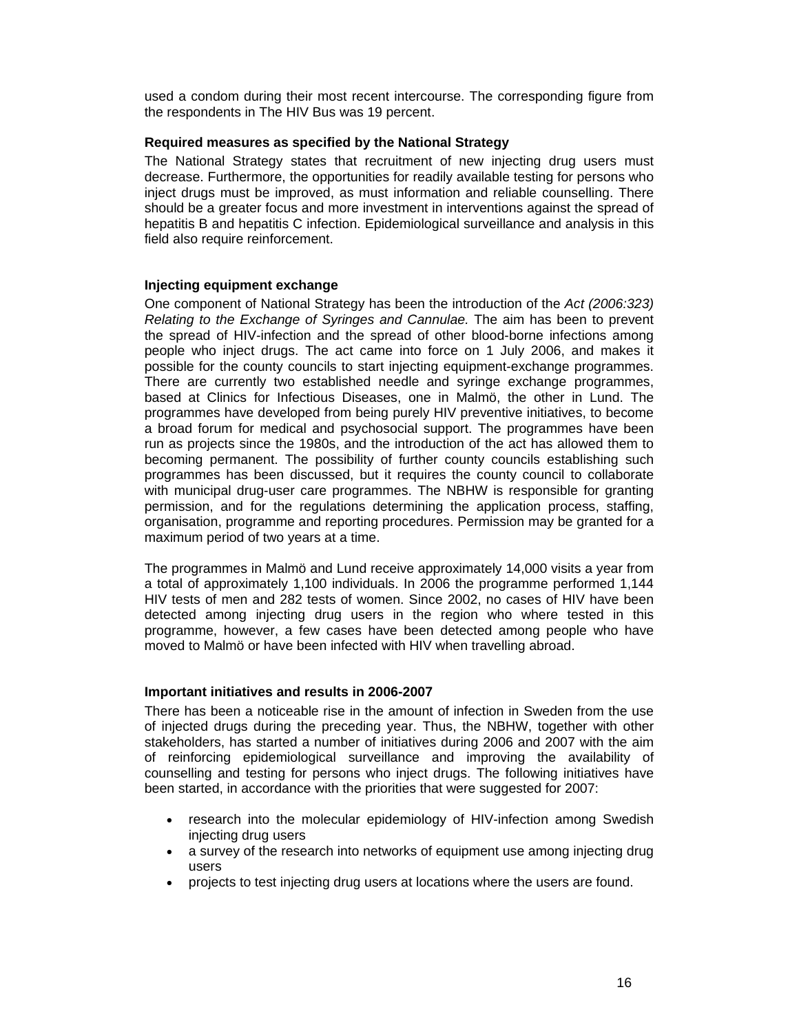used a condom during their most recent intercourse. The corresponding figure from the respondents in The HIV Bus was 19 percent.

**Required measures as specified by the National Strategy**

The National Strategy states that recruitment of new injecting drug users must decrease. Furthermore, the opportunities for readily available testing for persons who inject drugs must be improved, as must information and reliable counselling. There should be a greater focus and more investment in interventions against the spread of hepatitis B and hepatitis C infection. Epidemiological surveillance and analysis in this field also require reinforcement.

**Injecting equipment exchange**

One component of National Strategy has been the introduction of the *Act (2006:323) Relating to the Exchange of Syringes and Cannulae.* The aim has been to prevent the spread of HIV-infection and the spread of other blood-borne infections among people who inject drugs. The act came into force on 1 July 2006, and makes it possible for the county councils to start injecting equipment-exchange programmes. There are currently two established needle and syringe exchange programmes, based at Clinics for Infectious Diseases, one in Malmö, the other in Lund. The programmes have developed from being purely HIV preventive initiatives, to become a broad forum for medical and psychosocial support. The programmes have been run as projects since the 1980s, and the introduction of the act has allowed them to becoming permanent. The possibility of further county councils establishing such programmes has been discussed, but it requires the county council to collaborate with municipal drug-user care programmes. The NBHW is responsible for granting permission, and for the regulations determining the application process, staffing, organisation, programme and reporting procedures. Permission may be granted for a maximum period of two years at a time.

The programmes in Malmö and Lund receive approximately 14,000 visits a year from a total of approximately 1,100 individuals. In 2006 the programme performed 1,144 HIV tests of men and 282 tests of women. Since 2002, no cases of HIV have been detected among injecting drug users in the region who where tested in this programme, however, a few cases have been detected among people who have moved to Malmö or have been infected with HIV when travelling abroad.

**Important initiatives and results in 2006-2007**

There has been a noticeable rise in the amount of infection in Sweden from the use of injected drugs during the preceding year. Thus, the NBHW, together with other stakeholders, has started a number of initiatives during 2006 and 2007 with the aim of reinforcing epidemiological surveillance and improving the availability of counselling and testing for persons who inject drugs. The following initiatives have been started, in accordance with the priorities that were suggested for 2007:

- research into the molecular epidemiology of HIV-infection among Swedish injecting drug users
- a survey of the research into networks of equipment use among injecting drug users
- projects to test injecting drug users at locations where the users are found.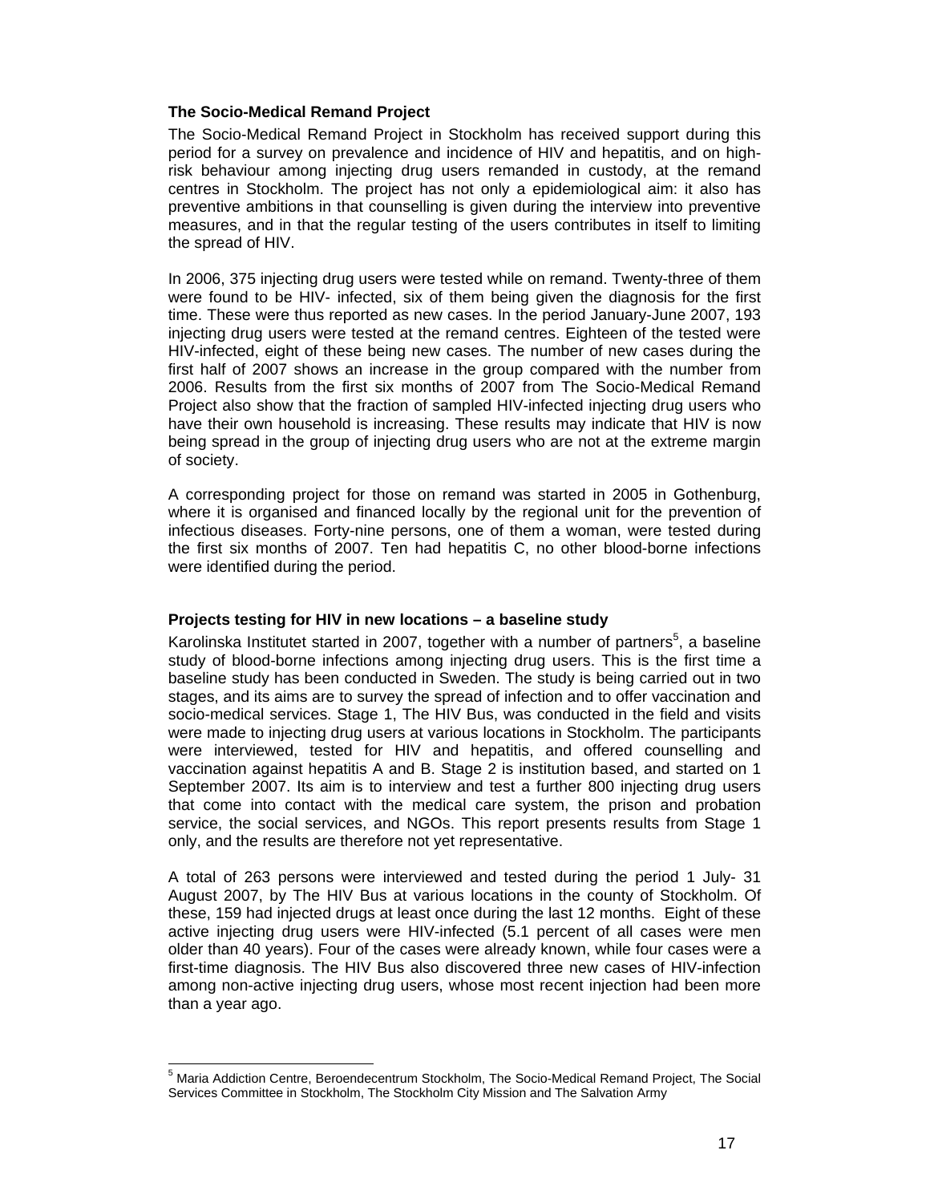### The Socio-Medical Remand Project

The Socio-Medical Remand Project in Stockholm has received support during this period for a survey on prevalence and incidence of HIV and hepatitis, and on high-risk behaviour among injecting drug users remanded in custody, at the remand centres in Stockholm. The project has not only a epidemiological aim: it also has preventive ambitions in that counselling is given during the interview into preventive measures, and in that the regular testing of the users contributes in itself to limiting the spread of HIV.

In 2006, 375 injecting drug users were tested while on remand. Twenty-three of them were found to be HIV- infected, six of them being given the diagnosis for the first time. These were thus reported as new cases. In the period January-June 2007, 193 injecting drug users were tested at the remand centres. Eighteen of the tested were HIV-infected, eight of these being new cases. The number of new cases during the first half of 2007 shows an increase in the group compared with the number from 2006. Results from the first six months of 2007 from The Socio-Medical Remand Project also show that the fraction of sampled HIV-infected injecting drug users who have their own household is increasing. These results may indicate that HIV is now being spread in the group of injecting drug users who are not at the extreme margin of society.

A corresponding project for those on remand was started in 2005 in Gothenburg, where it is organised and financed locally by the regional unit for the prevention of infectious diseases. Forty-nine persons, one of them a woman, were tested during the first six months of 2007. Ten had hepatitis C, no other blood-borne infections were identified during the period.

### Projects testing for HIV in new locations – a baseline study

Karolinska Institutet started in 2007, together with a number of partners[5], a baseline study of blood-borne infections among injecting drug users. This is the first time a baseline study has been conducted in Sweden. The study is being carried out in two stages, and its aims are to survey the spread of infection and to offer vaccination and socio-medical services. Stage 1, The HIV Bus, was conducted in the field and visits were made to injecting drug users at various locations in Stockholm. The participants were interviewed, tested for HIV and hepatitis, and offered counselling and vaccination against hepatitis A and B. Stage 2 is institution based, and started on 1 September 2007. Its aim is to interview and test a further 800 injecting drug users that come into contact with the medical care system, the prison and probation service, the social services, and NGOs. This report presents results from Stage 1 only, and the results are therefore not yet representative.

A total of 263 persons were interviewed and tested during the period 1 July- 31 August 2007, by The HIV Bus at various locations in the county of Stockholm. Of these, 159 had injected drugs at least once during the last 12 months. Eight of these active injecting drug users were HIV-infected (5.1 percent of all cases were men older than 40 years). Four of the cases were already known, while four cases were a first-time diagnosis. The HIV Bus also discovered three new cases of HIV-infection among non-active injecting drug users, whose most recent injection had been more than a year ago.

---

[5] Maria Addiction Centre, Beroendecentrum Stockholm, The Socio-Medical Remand Project, The Social Services Committee in Stockholm, The Stockholm City Mission and The Salvation Army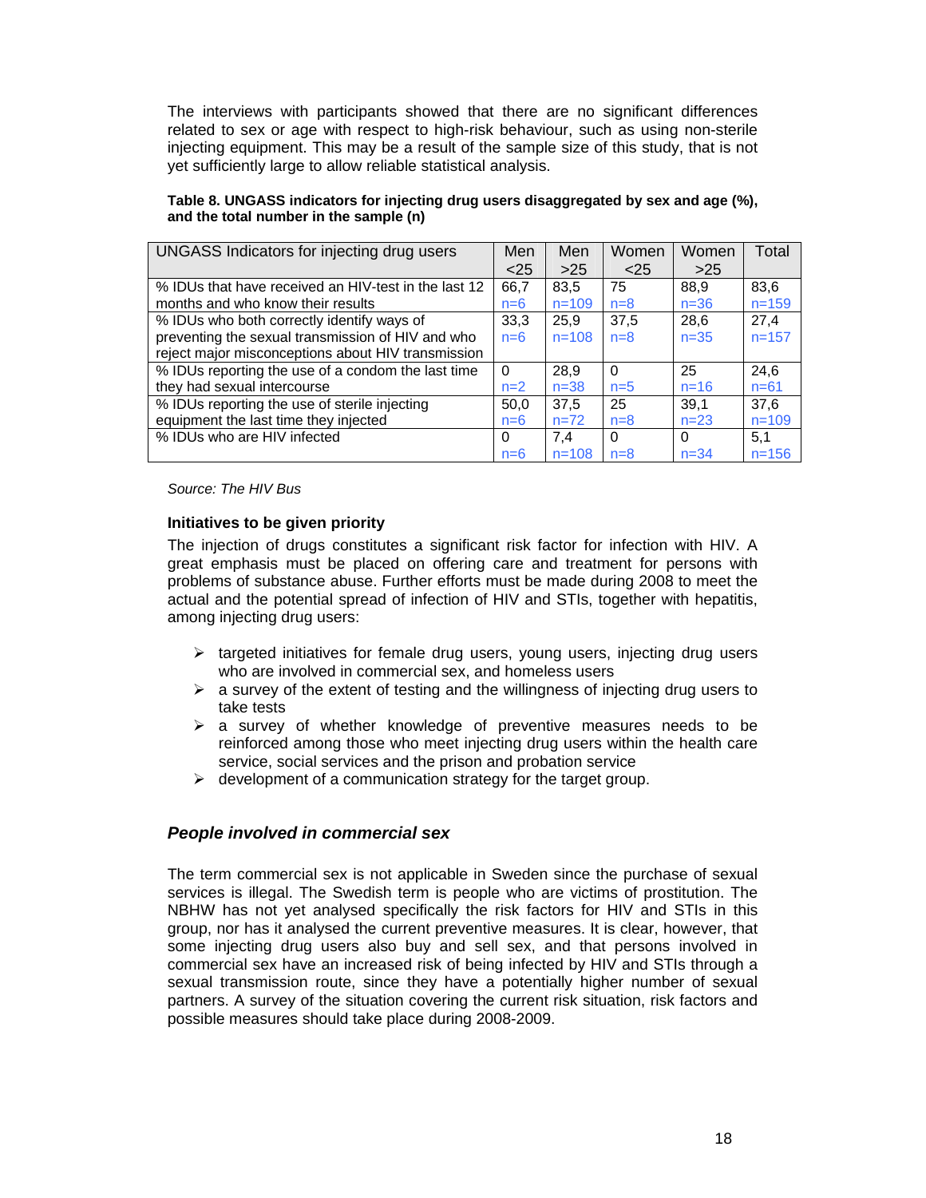The interviews with participants showed that there are no significant differences related to sex or age with respect to high-risk behaviour, such as using non-sterile injecting equipment. This may be a result of the sample size of this study, that is not yet sufficiently large to allow reliable statistical analysis.

**Table 8. UNGASS indicators for injecting drug users disaggregated by sex and age (%), and the total number in the sample (n)**

| UNGASS Indicators for injecting drug users | Men <25 | Men >25 | Women <25 | Women >25 | Total |
|---|---|---|---|---|---|
| % IDUs that have received an HIV-test in the last 12 months and who know their results | 66,7 n=6 | 83,5 n=109 | 75 n=8 | 88,9 n=36 | 83,6 n=159 |
| % IDUs who both correctly identify ways of preventing the sexual transmission of HIV and who reject major misconceptions about HIV transmission | 33,3 n=6 | 25,9 n=108 | 37,5 n=8 | 28,6 n=35 | 27,4 n=157 |
| % IDUs reporting the use of a condom the last time they had sexual intercourse | 0 n=2 | 28,9 n=38 | 0 n=5 | 25 n=16 | 24,6 n=61 |
| % IDUs reporting the use of sterile injecting equipment the last time they injected | 50,0 n=6 | 37,5 n=72 | 25 n=8 | 39,1 n=23 | 37,6 n=109 |
| % IDUs who are HIV infected | 0 n=6 | 7,4 n=108 | 0 n=8 | 0 n=34 | 5,1 n=156 |

*Source: The HIV Bus*

**Initiatives to be given priority**

The injection of drugs constitutes a significant risk factor for infection with HIV. A great emphasis must be placed on offering care and treatment for persons with problems of substance abuse. Further efforts must be made during 2008 to meet the actual and the potential spread of infection of HIV and STIs, together with hepatitis, among injecting drug users:

- targeted initiatives for female drug users, young users, injecting drug users who are involved in commercial sex, and homeless users
- a survey of the extent of testing and the willingness of injecting drug users to take tests
- a survey of whether knowledge of preventive measures needs to be reinforced among those who meet injecting drug users within the health care service, social services and the prison and probation service
- development of a communication strategy for the target group.

### *People involved in commercial sex*

The term commercial sex is not applicable in Sweden since the purchase of sexual services is illegal. The Swedish term is people who are victims of prostitution. The NBHW has not yet analysed specifically the risk factors for HIV and STIs in this group, nor has it analysed the current preventive measures. It is clear, however, that some injecting drug users also buy and sell sex, and that persons involved in commercial sex have an increased risk of being infected by HIV and STIs through a sexual transmission route, since they have a potentially higher number of sexual partners. A survey of the situation covering the current risk situation, risk factors and possible measures should take place during 2008-2009.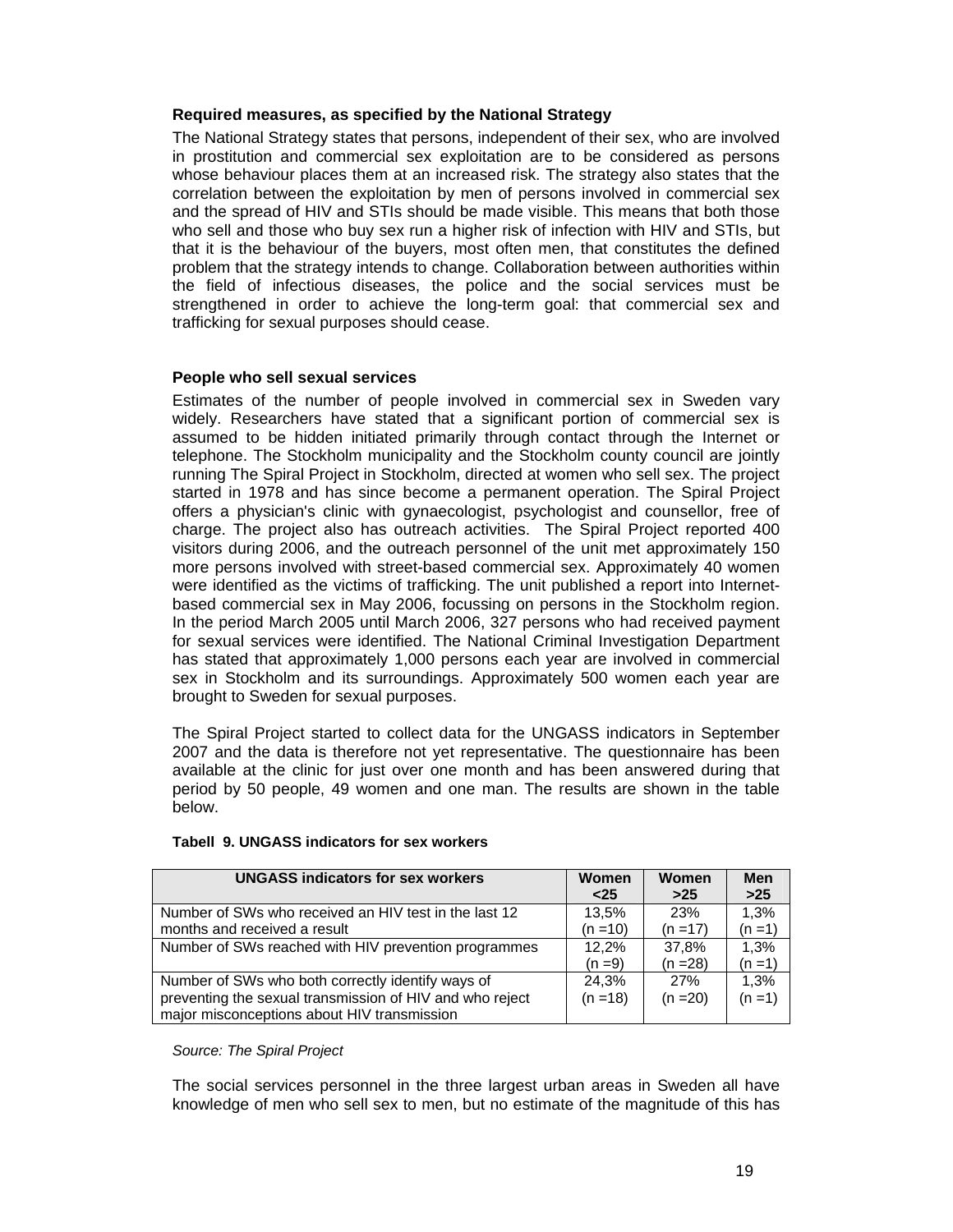### Required measures, as specified by the National Strategy

The National Strategy states that persons, independent of their sex, who are involved in prostitution and commercial sex exploitation are to be considered as persons whose behaviour places them at an increased risk. The strategy also states that the correlation between the exploitation by men of persons involved in commercial sex and the spread of HIV and STIs should be made visible. This means that both those who sell and those who buy sex run a higher risk of infection with HIV and STIs, but that it is the behaviour of the buyers, most often men, that constitutes the defined problem that the strategy intends to change. Collaboration between authorities within the field of infectious diseases, the police and the social services must be strengthened in order to achieve the long-term goal: that commercial sex and trafficking for sexual purposes should cease.

### People who sell sexual services

Estimates of the number of people involved in commercial sex in Sweden vary widely. Researchers have stated that a significant portion of commercial sex is assumed to be hidden initiated primarily through contact through the Internet or telephone. The Stockholm municipality and the Stockholm county council are jointly running The Spiral Project in Stockholm, directed at women who sell sex. The project started in 1978 and has since become a permanent operation. The Spiral Project offers a physician's clinic with gynaecologist, psychologist and counsellor, free of charge. The project also has outreach activities. The Spiral Project reported 400 visitors during 2006, and the outreach personnel of the unit met approximately 150 more persons involved with street-based commercial sex. Approximately 40 women were identified as the victims of trafficking. The unit published a report into Internet-based commercial sex in May 2006, focussing on persons in the Stockholm region. In the period March 2005 until March 2006, 327 persons who had received payment for sexual services were identified. The National Criminal Investigation Department has stated that approximately 1,000 persons each year are involved in commercial sex in Stockholm and its surroundings. Approximately 500 women each year are brought to Sweden for sexual purposes.

The Spiral Project started to collect data for the UNGASS indicators in September 2007 and the data is therefore not yet representative. The questionnaire has been available at the clinic for just over one month and has been answered during that period by 50 people, 49 women and one man. The results are shown in the table below.

**Tabell 9. UNGASS indicators for sex workers**

| UNGASS indicators for sex workers | Women <25 | Women >25 | Men >25 |
|---|---|---|---|
| Number of SWs who received an HIV test in the last 12 months and received a result | 13,5% (n =10) | 23% (n =17) | 1,3% (n =1) |
| Number of SWs reached with HIV prevention programmes | 12,2% (n =9) | 37,8% (n =28) | 1,3% (n =1) |
| Number of SWs who both correctly identify ways of preventing the sexual transmission of HIV and who reject major misconceptions about HIV transmission | 24,3% (n =18) | 27% (n =20) | 1,3% (n =1) |

*Source: The Spiral Project*

The social services personnel in the three largest urban areas in Sweden all have knowledge of men who sell sex to men, but no estimate of the magnitude of this has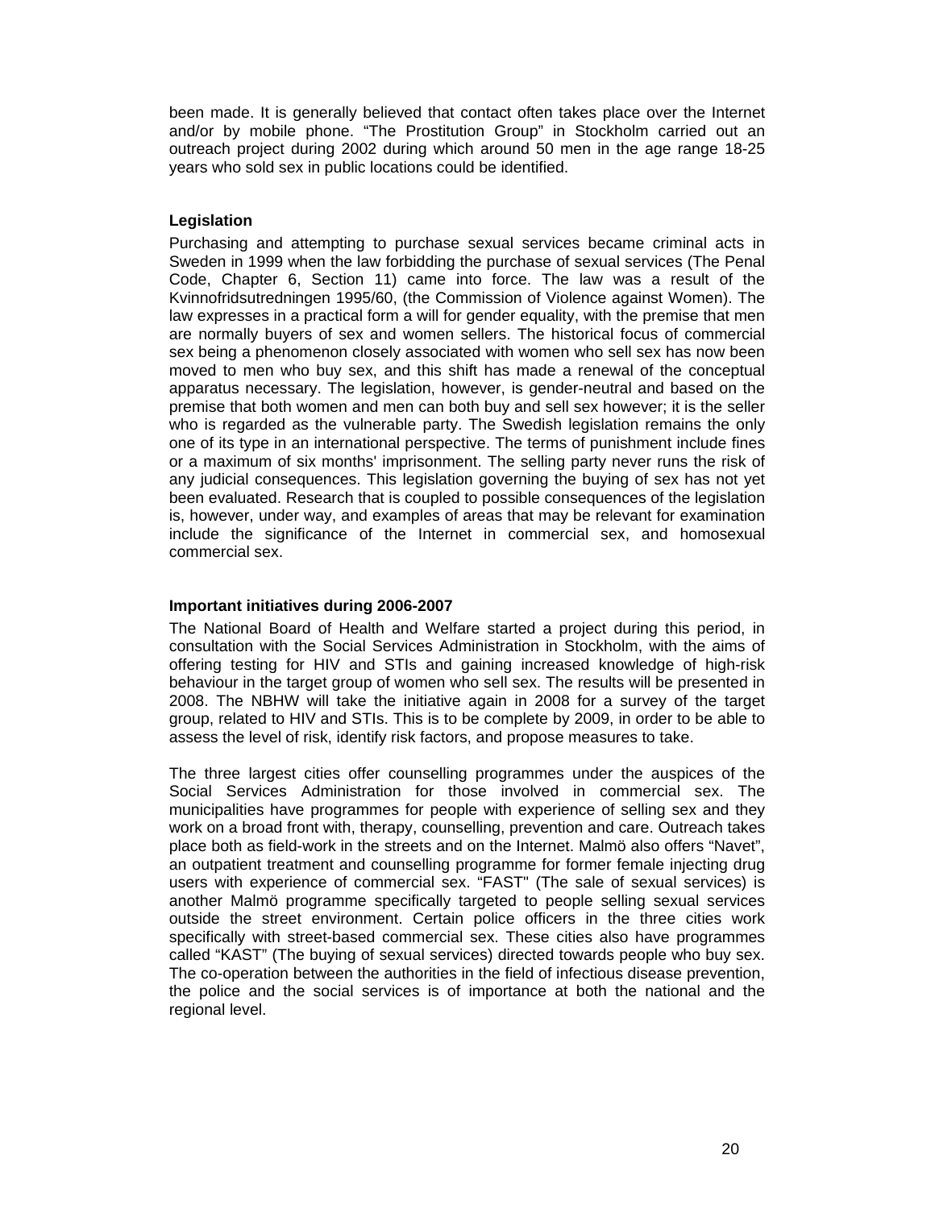been made. It is generally believed that contact often takes place over the Internet and/or by mobile phone. "The Prostitution Group" in Stockholm carried out an outreach project during 2002 during which around 50 men in the age range 18-25 years who sold sex in public locations could be identified.

**Legislation**

Purchasing and attempting to purchase sexual services became criminal acts in Sweden in 1999 when the law forbidding the purchase of sexual services (The Penal Code, Chapter 6, Section 11) came into force. The law was a result of the Kvinnofridsutredningen 1995/60, (the Commission of Violence against Women). The law expresses in a practical form a will for gender equality, with the premise that men are normally buyers of sex and women sellers. The historical focus of commercial sex being a phenomenon closely associated with women who sell sex has now been moved to men who buy sex, and this shift has made a renewal of the conceptual apparatus necessary. The legislation, however, is gender-neutral and based on the premise that both women and men can both buy and sell sex however; it is the seller who is regarded as the vulnerable party. The Swedish legislation remains the only one of its type in an international perspective. The terms of punishment include fines or a maximum of six months' imprisonment. The selling party never runs the risk of any judicial consequences. This legislation governing the buying of sex has not yet been evaluated. Research that is coupled to possible consequences of the legislation is, however, under way, and examples of areas that may be relevant for examination include the significance of the Internet in commercial sex, and homosexual commercial sex.

**Important initiatives during 2006-2007**

The National Board of Health and Welfare started a project during this period, in consultation with the Social Services Administration in Stockholm, with the aims of offering testing for HIV and STIs and gaining increased knowledge of high-risk behaviour in the target group of women who sell sex. The results will be presented in 2008. The NBHW will take the initiative again in 2008 for a survey of the target group, related to HIV and STIs. This is to be complete by 2009, in order to be able to assess the level of risk, identify risk factors, and propose measures to take.

The three largest cities offer counselling programmes under the auspices of the Social Services Administration for those involved in commercial sex. The municipalities have programmes for people with experience of selling sex and they work on a broad front with, therapy, counselling, prevention and care. Outreach takes place both as field-work in the streets and on the Internet. Malmö also offers "Navet", an outpatient treatment and counselling programme for former female injecting drug users with experience of commercial sex. "FAST" (The sale of sexual services) is another Malmö programme specifically targeted to people selling sexual services outside the street environment. Certain police officers in the three cities work specifically with street-based commercial sex. These cities also have programmes called "KAST" (The buying of sexual services) directed towards people who buy sex. The co-operation between the authorities in the field of infectious disease prevention, the police and the social services is of importance at both the national and the regional level.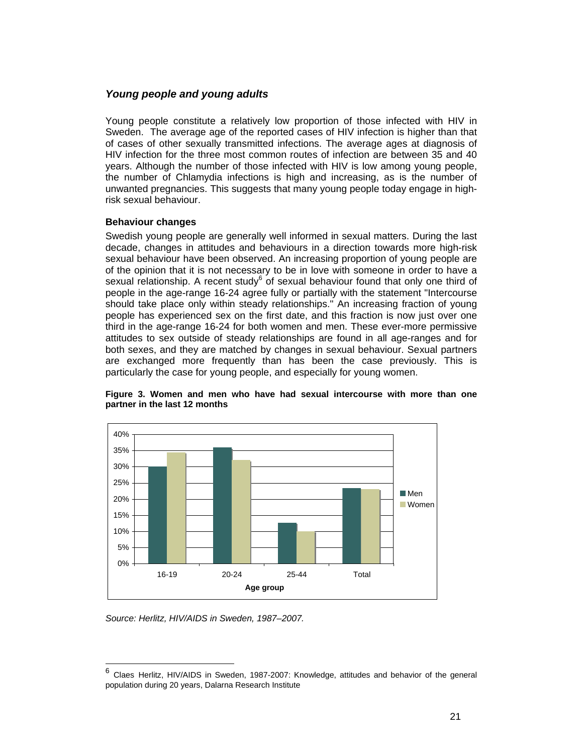### *Young people and young adults*

Young people constitute a relatively low proportion of those infected with HIV in Sweden. The average age of the reported cases of HIV infection is higher than that of cases of other sexually transmitted infections. The average ages at diagnosis of HIV infection for the three most common routes of infection are between 35 and 40 years. Although the number of those infected with HIV is low among young people, the number of Chlamydia infections is high and increasing, as is the number of unwanted pregnancies. This suggests that many young people today engage in high-risk sexual behaviour.

#### Behaviour changes

Swedish young people are generally well informed in sexual matters. During the last decade, changes in attitudes and behaviours in a direction towards more high-risk sexual behaviour have been observed. An increasing proportion of young people are of the opinion that it is not necessary to be in love with someone in order to have a sexual relationship. A recent study[6] of sexual behaviour found that only one third of people in the age-range 16-24 agree fully or partially with the statement "Intercourse should take place only within steady relationships." An increasing fraction of young people has experienced sex on the first date, and this fraction is now just over one third in the age-range 16-24 for both women and men. These ever-more permissive attitudes to sex outside of steady relationships are found in all age-ranges and for both sexes, and they are matched by changes in sexual behaviour. Sexual partners are exchanged more frequently than has been the case previously. This is particularly the case for young people, and especially for young women.

**Figure 3. Women and men who have had sexual intercourse with more than one partner in the last 12 months**

*Source: Herlitz, HIV/AIDS in Sweden, 1987–2007.*

[6] Claes Herlitz, HIV/AIDS in Sweden, 1987-2007: Knowledge, attitudes and behavior of the general population during 20 years, Dalarna Research Institute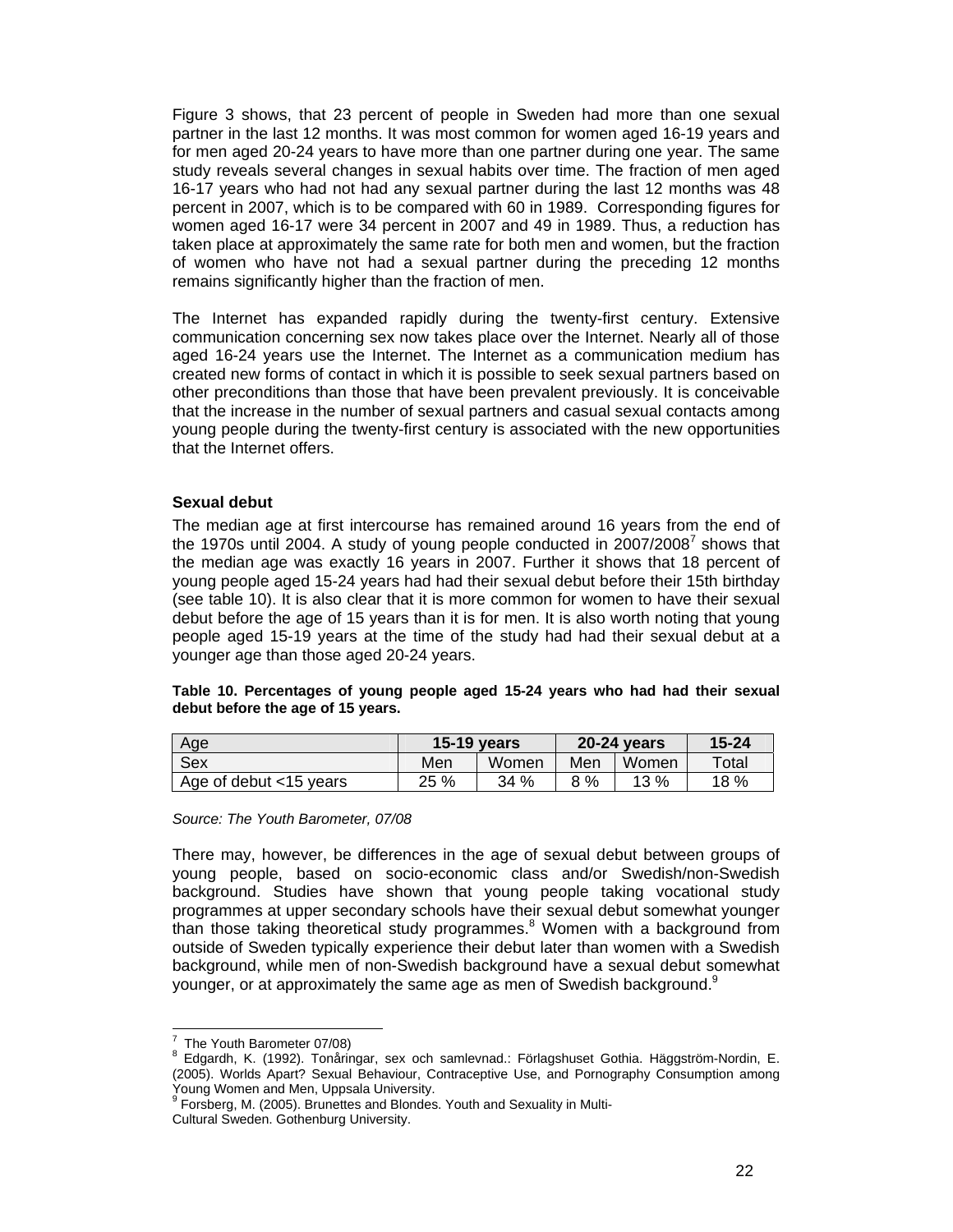Figure 3 shows, that 23 percent of people in Sweden had more than one sexual partner in the last 12 months. It was most common for women aged 16-19 years and for men aged 20-24 years to have more than one partner during one year. The same study reveals several changes in sexual habits over time. The fraction of men aged 16-17 years who had not had any sexual partner during the last 12 months was 48 percent in 2007, which is to be compared with 60 in 1989. Corresponding figures for women aged 16-17 were 34 percent in 2007 and 49 in 1989. Thus, a reduction has taken place at approximately the same rate for both men and women, but the fraction of women who have not had a sexual partner during the preceding 12 months remains significantly higher than the fraction of men.

The Internet has expanded rapidly during the twenty-first century. Extensive communication concerning sex now takes place over the Internet. Nearly all of those aged 16-24 years use the Internet. The Internet as a communication medium has created new forms of contact in which it is possible to seek sexual partners based on other preconditions than those that have been prevalent previously. It is conceivable that the increase in the number of sexual partners and casual sexual contacts among young people during the twenty-first century is associated with the new opportunities that the Internet offers.

### Sexual debut

The median age at first intercourse has remained around 16 years from the end of the 1970s until 2004. A study of young people conducted in 2007/2008[7] shows that the median age was exactly 16 years in 2007. Further it shows that 18 percent of young people aged 15-24 years had had their sexual debut before their 15th birthday (see table 10). It is also clear that it is more common for women to have their sexual debut before the age of 15 years than it is for men. It is also worth noting that young people aged 15-19 years at the time of the study had had their sexual debut at a younger age than those aged 20-24 years.

**Table 10. Percentages of young people aged 15-24 years who had had their sexual debut before the age of 15 years.**

| Age | 15-19 years | | 20-24 years | | 15-24 |
|---|---|---|---|---|---|
| Sex | Men | Women | Men | Women | Total |
| Age of debut <15 years | 25 % | 34 % | 8 % | 13 % | 18 % |

*Source: The Youth Barometer, 07/08*

There may, however, be differences in the age of sexual debut between groups of young people, based on socio-economic class and/or Swedish/non-Swedish background. Studies have shown that young people taking vocational study programmes at upper secondary schools have their sexual debut somewhat younger than those taking theoretical study programmes.[8] Women with a background from outside of Sweden typically experience their debut later than women with a Swedish background, while men of non-Swedish background have a sexual debut somewhat younger, or at approximately the same age as men of Swedish background.[9]

---

[7] The Youth Barometer 07/08)

[8] Edgardh, K. (1992). Tonåringar, sex och samlevnad.: Förlagshuset Gothia. Häggström-Nordin, E. (2005). Worlds Apart? Sexual Behaviour, Contraceptive Use, and Pornography Consumption among Young Women and Men, Uppsala University.

[9] Forsberg, M. (2005). Brunettes and Blondes. Youth and Sexuality in Multi-Cultural Sweden. Gothenburg University.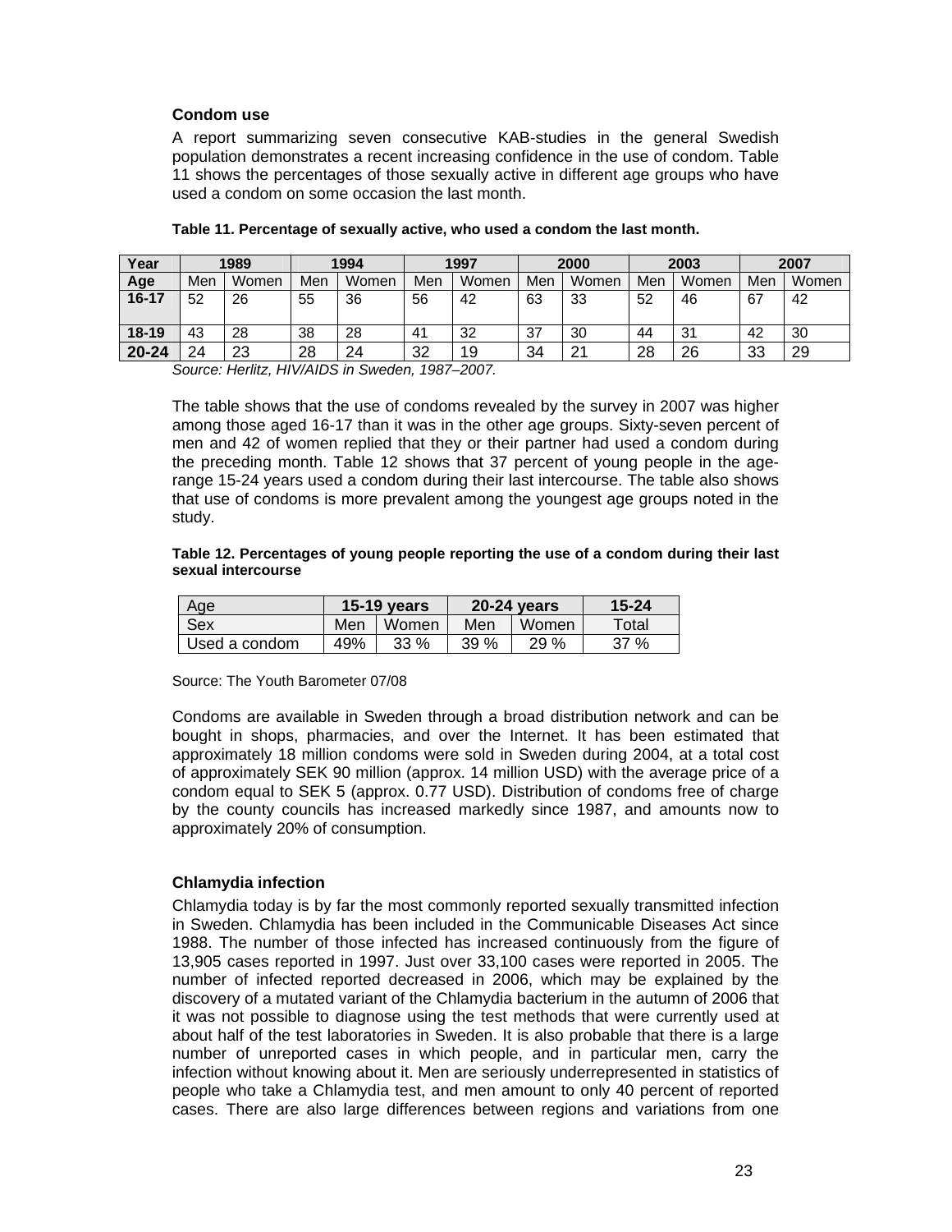### Condom use

A report summarizing seven consecutive KAB-studies in the general Swedish population demonstrates a recent increasing confidence in the use of condom. Table 11 shows the percentages of those sexually active in different age groups who have used a condom on some occasion the last month.

**Table 11. Percentage of sexually active, who used a condom the last month.**

| Year | 1989 | | 1994 | | 1997 | | 2000 | | 2003 | | 2007 | |
|---|---|---|---|---|---|---|---|---|---|---|---|---|
| **Age** | Men | Women | Men | Women | Men | Women | Men | Women | Men | Women | Men | Women |
| **16-17** | 52 | 26 | 55 | 36 | 56 | 42 | 63 | 33 | 52 | 46 | 67 | 42 |
| **18-19** | 43 | 28 | 38 | 28 | 41 | 32 | 37 | 30 | 44 | 31 | 42 | 30 |
| **20-24** | 24 | 23 | 28 | 24 | 32 | 19 | 34 | 21 | 28 | 26 | 33 | 29 |

*Source: Herlitz, HIV/AIDS in Sweden, 1987–2007.*

The table shows that the use of condoms revealed by the survey in 2007 was higher among those aged 16-17 than it was in the other age groups. Sixty-seven percent of men and 42 of women replied that they or their partner had used a condom during the preceding month. Table 12 shows that 37 percent of young people in the age-range 15-24 years used a condom during their last intercourse. The table also shows that use of condoms is more prevalent among the youngest age groups noted in the study.

**Table 12. Percentages of young people reporting the use of a condom during their last sexual intercourse**

| Age | 15-19 years | | 20-24 years | | 15-24 |
|---|---|---|---|---|---|
| Sex | Men | Women | Men | Women | Total |
| Used a condom | 49% | 33 % | 39 % | 29 % | 37 % |

Source: The Youth Barometer 07/08

Condoms are available in Sweden through a broad distribution network and can be bought in shops, pharmacies, and over the Internet. It has been estimated that approximately 18 million condoms were sold in Sweden during 2004, at a total cost of approximately SEK 90 million (approx. 14 million USD) with the average price of a condom equal to SEK 5 (approx. 0.77 USD). Distribution of condoms free of charge by the county councils has increased markedly since 1987, and amounts now to approximately 20% of consumption.

### Chlamydia infection

Chlamydia today is by far the most commonly reported sexually transmitted infection in Sweden. Chlamydia has been included in the Communicable Diseases Act since 1988. The number of those infected has increased continuously from the figure of 13,905 cases reported in 1997. Just over 33,100 cases were reported in 2005. The number of infected reported decreased in 2006, which may be explained by the discovery of a mutated variant of the Chlamydia bacterium in the autumn of 2006 that it was not possible to diagnose using the test methods that were currently used at about half of the test laboratories in Sweden. It is also probable that there is a large number of unreported cases in which people, and in particular men, carry the infection without knowing about it. Men are seriously underrepresented in statistics of people who take a Chlamydia test, and men amount to only 40 percent of reported cases. There are also large differences between regions and variations from one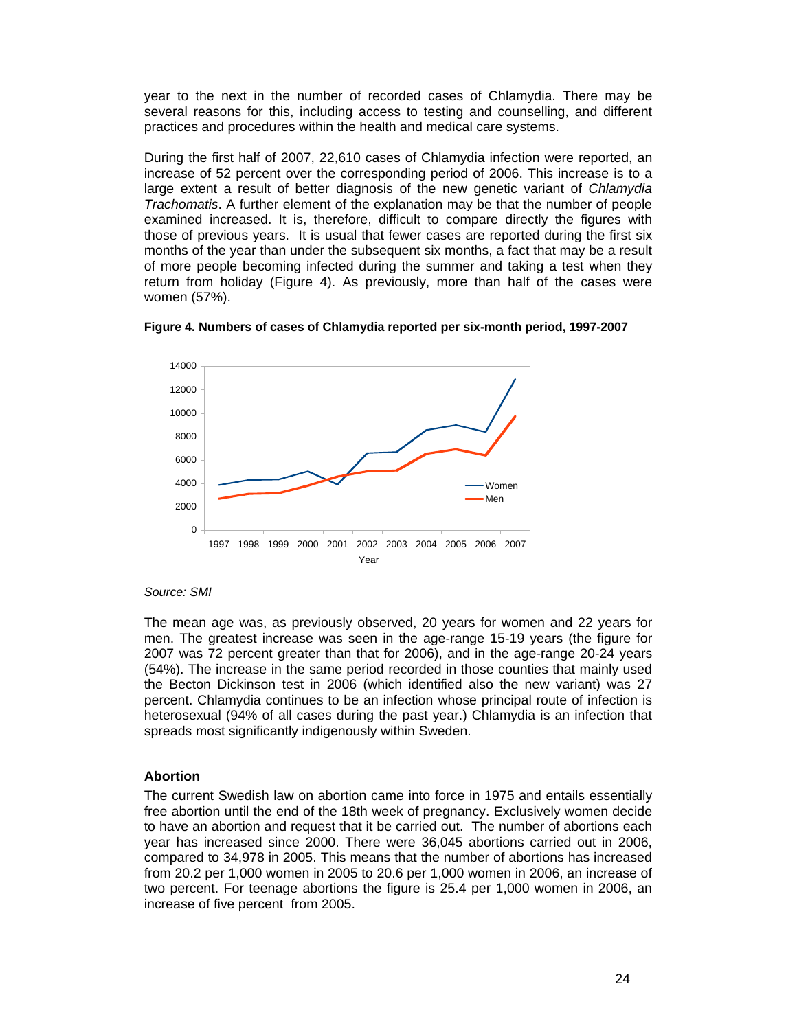year to the next in the number of recorded cases of Chlamydia. There may be several reasons for this, including access to testing and counselling, and different practices and procedures within the health and medical care systems.

During the first half of 2007, 22,610 cases of Chlamydia infection were reported, an increase of 52 percent over the corresponding period of 2006. This increase is to a large extent a result of better diagnosis of the new genetic variant of *Chlamydia Trachomatis*. A further element of the explanation may be that the number of people examined increased. It is, therefore, difficult to compare directly the figures with those of previous years. It is usual that fewer cases are reported during the first six months of the year than under the subsequent six months, a fact that may be a result of more people becoming infected during the summer and taking a test when they return from holiday (Figure 4). As previously, more than half of the cases were women (57%).

**Figure 4. Numbers of cases of Chlamydia reported per six-month period, 1997-2007**

*Source: SMI*

The mean age was, as previously observed, 20 years for women and 22 years for men. The greatest increase was seen in the age-range 15-19 years (the figure for 2007 was 72 percent greater than that for 2006), and in the age-range 20-24 years (54%). The increase in the same period recorded in those counties that mainly used the Becton Dickinson test in 2006 (which identified also the new variant) was 27 percent. Chlamydia continues to be an infection whose principal route of infection is heterosexual (94% of all cases during the past year.) Chlamydia is an infection that spreads most significantly indigenously within Sweden.

### Abortion

The current Swedish law on abortion came into force in 1975 and entails essentially free abortion until the end of the 18th week of pregnancy. Exclusively women decide to have an abortion and request that it be carried out. The number of abortions each year has increased since 2000. There were 36,045 abortions carried out in 2006, compared to 34,978 in 2005. This means that the number of abortions has increased from 20.2 per 1,000 women in 2005 to 20.6 per 1,000 women in 2006, an increase of two percent. For teenage abortions the figure is 25.4 per 1,000 women in 2006, an increase of five percent from 2005.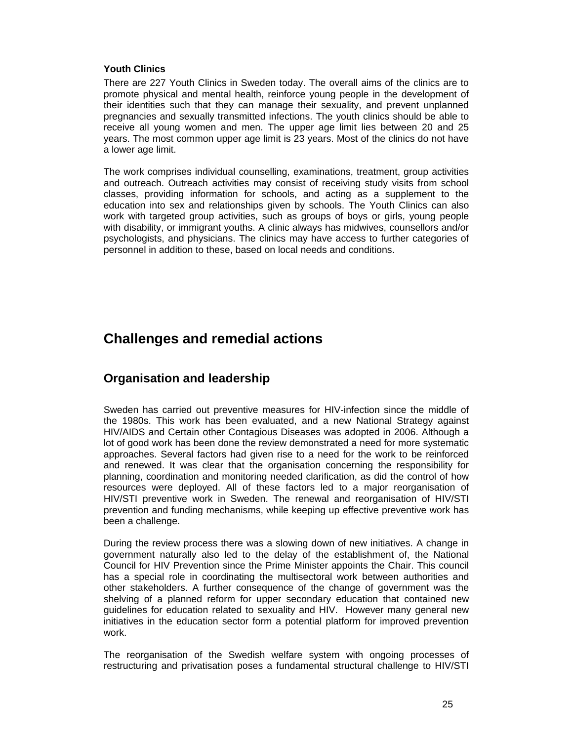### Youth Clinics

There are 227 Youth Clinics in Sweden today. The overall aims of the clinics are to promote physical and mental health, reinforce young people in the development of their identities such that they can manage their sexuality, and prevent unplanned pregnancies and sexually transmitted infections. The youth clinics should be able to receive all young women and men. The upper age limit lies between 20 and 25 years. The most common upper age limit is 23 years. Most of the clinics do not have a lower age limit.

The work comprises individual counselling, examinations, treatment, group activities and outreach. Outreach activities may consist of receiving study visits from school classes, providing information for schools, and acting as a supplement to the education into sex and relationships given by schools. The Youth Clinics can also work with targeted group activities, such as groups of boys or girls, young people with disability, or immigrant youths. A clinic always has midwives, counsellors and/or psychologists, and physicians. The clinics may have access to further categories of personnel in addition to these, based on local needs and conditions.

# Challenges and remedial actions

## Organisation and leadership

Sweden has carried out preventive measures for HIV-infection since the middle of the 1980s. This work has been evaluated, and a new National Strategy against HIV/AIDS and Certain other Contagious Diseases was adopted in 2006. Although a lot of good work has been done the review demonstrated a need for more systematic approaches. Several factors had given rise to a need for the work to be reinforced and renewed. It was clear that the organisation concerning the responsibility for planning, coordination and monitoring needed clarification, as did the control of how resources were deployed. All of these factors led to a major reorganisation of HIV/STI preventive work in Sweden. The renewal and reorganisation of HIV/STI prevention and funding mechanisms, while keeping up effective preventive work has been a challenge.

During the review process there was a slowing down of new initiatives. A change in government naturally also led to the delay of the establishment of, the National Council for HIV Prevention since the Prime Minister appoints the Chair. This council has a special role in coordinating the multisectoral work between authorities and other stakeholders. A further consequence of the change of government was the shelving of a planned reform for upper secondary education that contained new guidelines for education related to sexuality and HIV. However many general new initiatives in the education sector form a potential platform for improved prevention work.

The reorganisation of the Swedish welfare system with ongoing processes of restructuring and privatisation poses a fundamental structural challenge to HIV/STI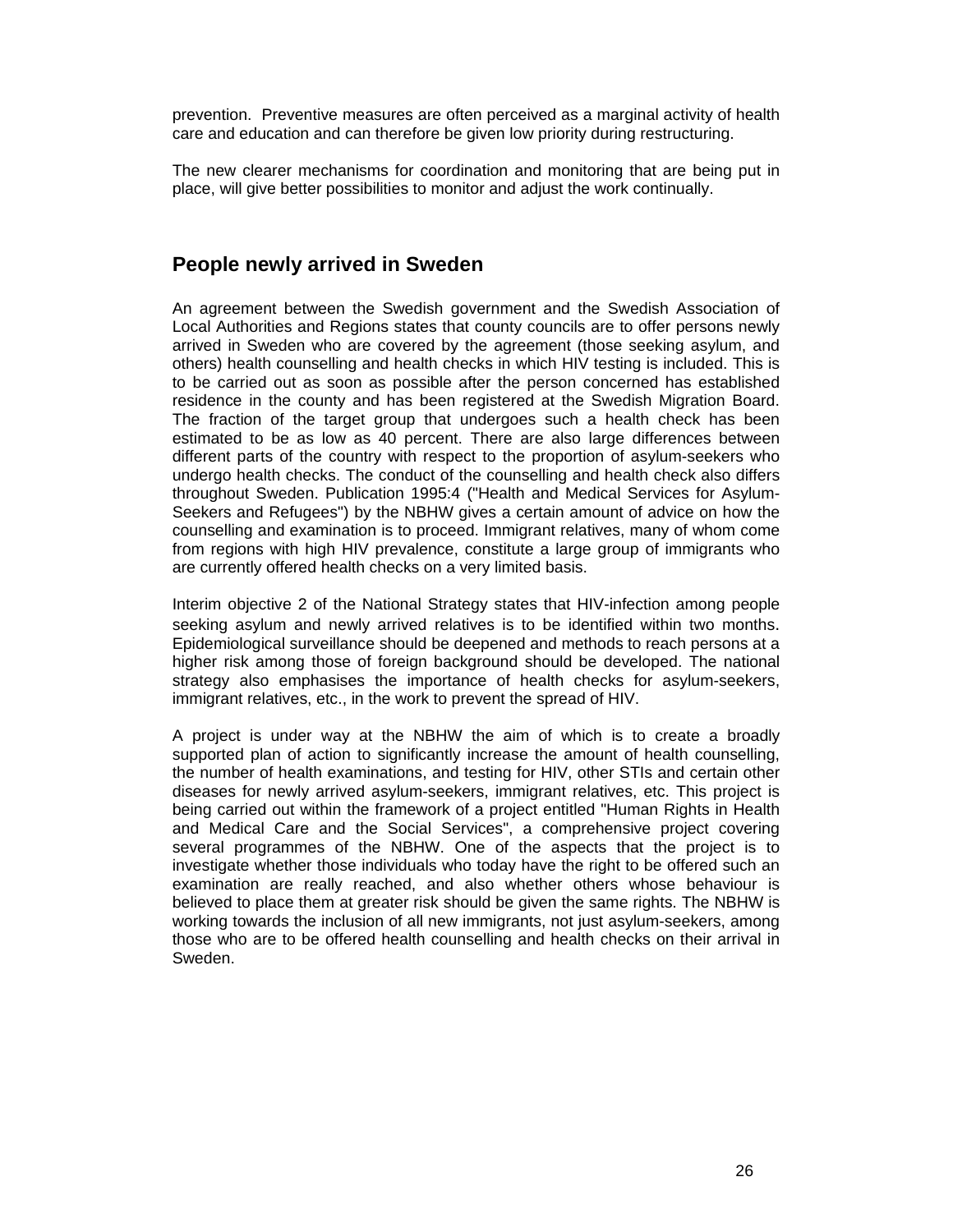prevention. Preventive measures are often perceived as a marginal activity of health care and education and can therefore be given low priority during restructuring.

The new clearer mechanisms for coordination and monitoring that are being put in place, will give better possibilities to monitor and adjust the work continually.

## People newly arrived in Sweden

An agreement between the Swedish government and the Swedish Association of Local Authorities and Regions states that county councils are to offer persons newly arrived in Sweden who are covered by the agreement (those seeking asylum, and others) health counselling and health checks in which HIV testing is included. This is to be carried out as soon as possible after the person concerned has established residence in the county and has been registered at the Swedish Migration Board. The fraction of the target group that undergoes such a health check has been estimated to be as low as 40 percent. There are also large differences between different parts of the country with respect to the proportion of asylum-seekers who undergo health checks. The conduct of the counselling and health check also differs throughout Sweden. Publication 1995:4 ("Health and Medical Services for Asylum-Seekers and Refugees") by the NBHW gives a certain amount of advice on how the counselling and examination is to proceed. Immigrant relatives, many of whom come from regions with high HIV prevalence, constitute a large group of immigrants who are currently offered health checks on a very limited basis.

Interim objective 2 of the National Strategy states that HIV-infection among people seeking asylum and newly arrived relatives is to be identified within two months. Epidemiological surveillance should be deepened and methods to reach persons at a higher risk among those of foreign background should be developed. The national strategy also emphasises the importance of health checks for asylum-seekers, immigrant relatives, etc., in the work to prevent the spread of HIV.

A project is under way at the NBHW the aim of which is to create a broadly supported plan of action to significantly increase the amount of health counselling, the number of health examinations, and testing for HIV, other STIs and certain other diseases for newly arrived asylum-seekers, immigrant relatives, etc. This project is being carried out within the framework of a project entitled "Human Rights in Health and Medical Care and the Social Services", a comprehensive project covering several programmes of the NBHW. One of the aspects that the project is to investigate whether those individuals who today have the right to be offered such an examination are really reached, and also whether others whose behaviour is believed to place them at greater risk should be given the same rights. The NBHW is working towards the inclusion of all new immigrants, not just asylum-seekers, among those who are to be offered health counselling and health checks on their arrival in Sweden.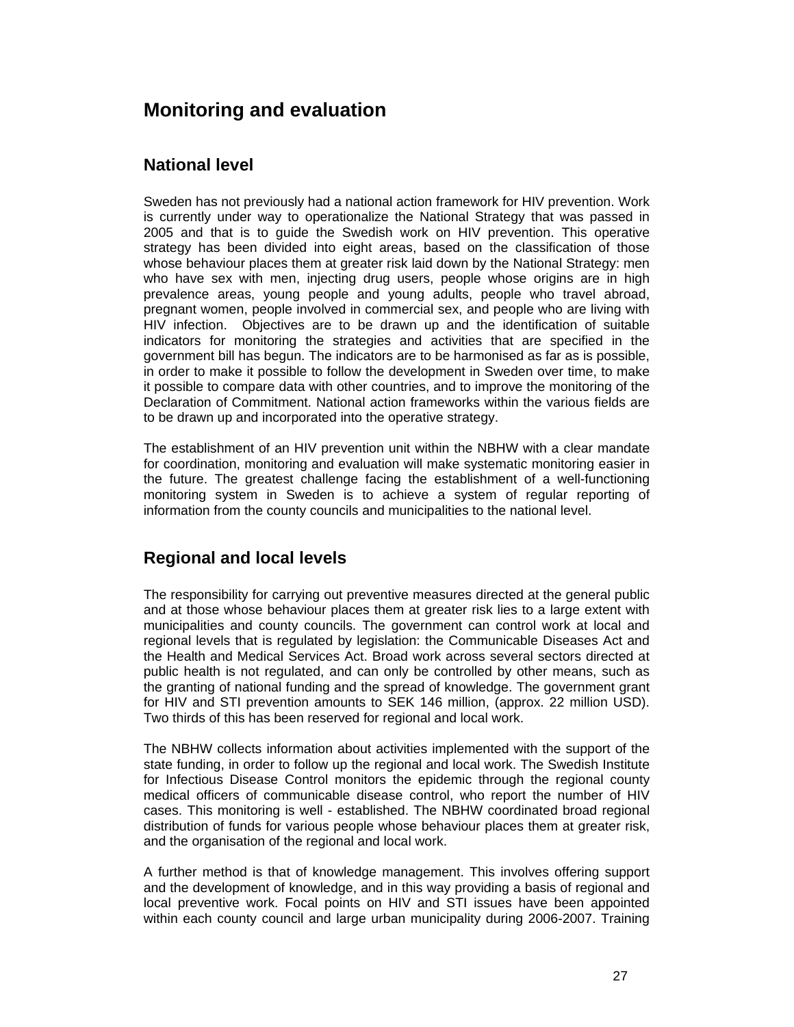# Monitoring and evaluation

## National level

Sweden has not previously had a national action framework for HIV prevention. Work is currently under way to operationalize the National Strategy that was passed in 2005 and that is to guide the Swedish work on HIV prevention. This operative strategy has been divided into eight areas, based on the classification of those whose behaviour places them at greater risk laid down by the National Strategy: men who have sex with men, injecting drug users, people whose origins are in high prevalence areas, young people and young adults, people who travel abroad, pregnant women, people involved in commercial sex, and people who are living with HIV infection. Objectives are to be drawn up and the identification of suitable indicators for monitoring the strategies and activities that are specified in the government bill has begun. The indicators are to be harmonised as far as is possible, in order to make it possible to follow the development in Sweden over time, to make it possible to compare data with other countries, and to improve the monitoring of the Declaration of Commitment. National action frameworks within the various fields are to be drawn up and incorporated into the operative strategy.

The establishment of an HIV prevention unit within the NBHW with a clear mandate for coordination, monitoring and evaluation will make systematic monitoring easier in the future. The greatest challenge facing the establishment of a well-functioning monitoring system in Sweden is to achieve a system of regular reporting of information from the county councils and municipalities to the national level.

## Regional and local levels

The responsibility for carrying out preventive measures directed at the general public and at those whose behaviour places them at greater risk lies to a large extent with municipalities and county councils. The government can control work at local and regional levels that is regulated by legislation: the Communicable Diseases Act and the Health and Medical Services Act. Broad work across several sectors directed at public health is not regulated, and can only be controlled by other means, such as the granting of national funding and the spread of knowledge. The government grant for HIV and STI prevention amounts to SEK 146 million, (approx. 22 million USD). Two thirds of this has been reserved for regional and local work.

The NBHW collects information about activities implemented with the support of the state funding, in order to follow up the regional and local work. The Swedish Institute for Infectious Disease Control monitors the epidemic through the regional county medical officers of communicable disease control, who report the number of HIV cases. This monitoring is well - established. The NBHW coordinated broad regional distribution of funds for various people whose behaviour places them at greater risk, and the organisation of the regional and local work.

A further method is that of knowledge management. This involves offering support and the development of knowledge, and in this way providing a basis of regional and local preventive work. Focal points on HIV and STI issues have been appointed within each county council and large urban municipality during 2006-2007. Training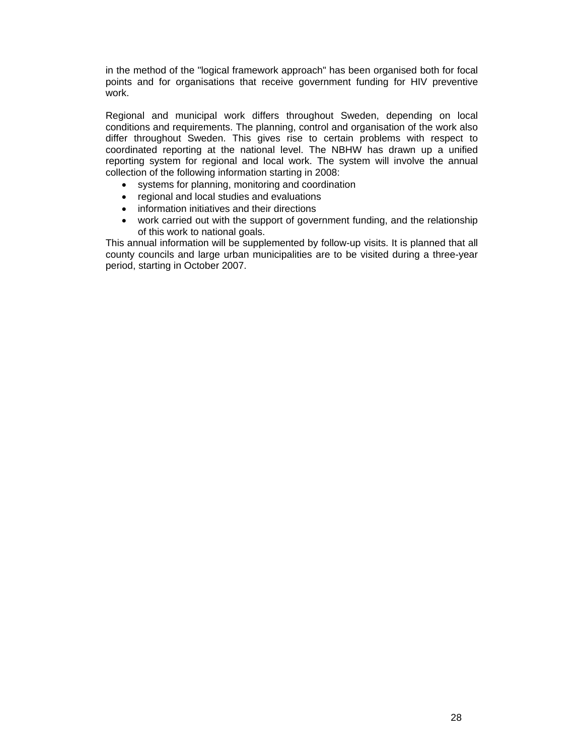in the method of the "logical framework approach" has been organised both for focal points and for organisations that receive government funding for HIV preventive work.

Regional and municipal work differs throughout Sweden, depending on local conditions and requirements. The planning, control and organisation of the work also differ throughout Sweden. This gives rise to certain problems with respect to coordinated reporting at the national level. The NBHW has drawn up a unified reporting system for regional and local work. The system will involve the annual collection of the following information starting in 2008:

- systems for planning, monitoring and coordination
- regional and local studies and evaluations
- information initiatives and their directions
- work carried out with the support of government funding, and the relationship of this work to national goals.

This annual information will be supplemented by follow-up visits. It is planned that all county councils and large urban municipalities are to be visited during a three-year period, starting in October 2007.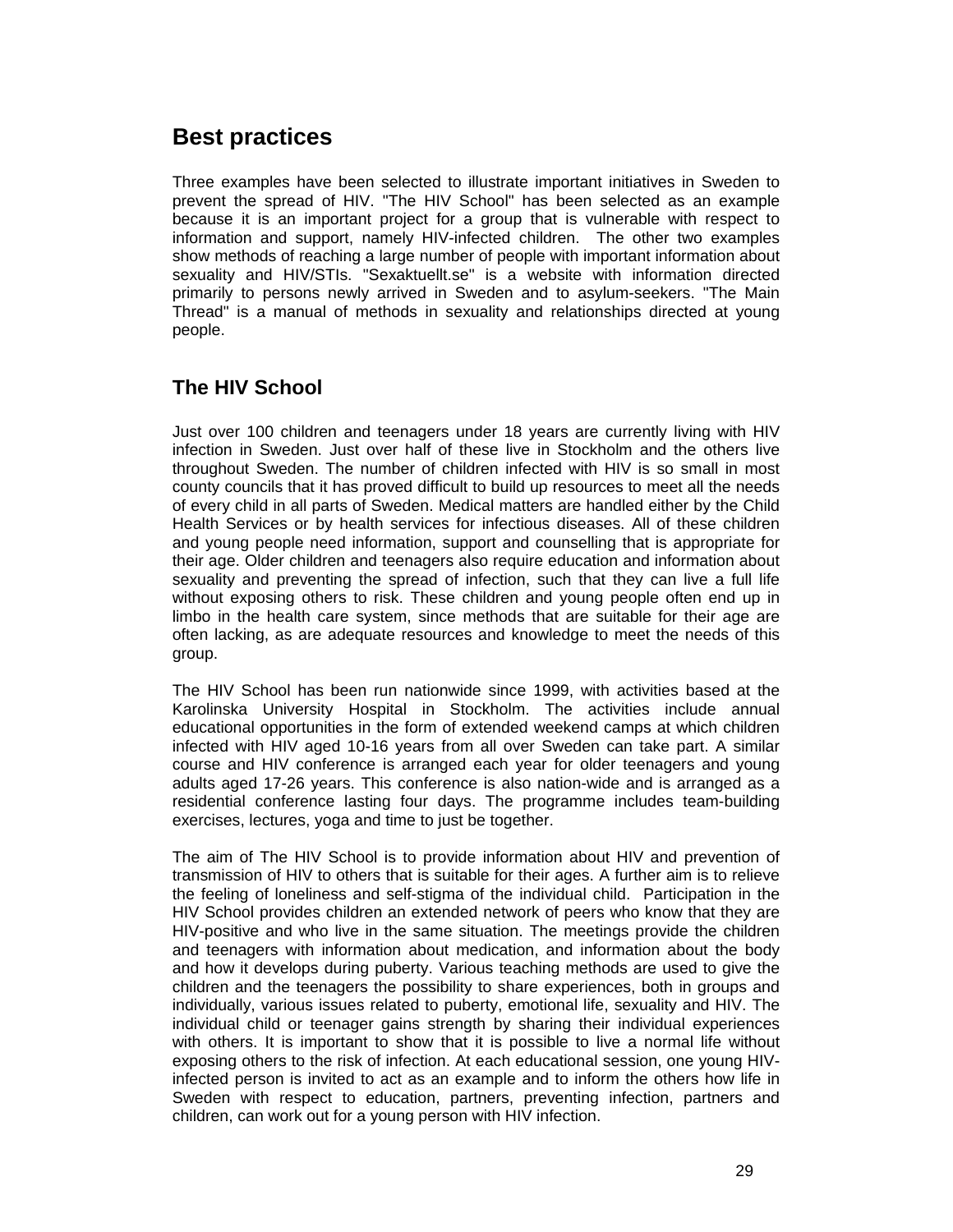## Best practices

Three examples have been selected to illustrate important initiatives in Sweden to prevent the spread of HIV. "The HIV School" has been selected as an example because it is an important project for a group that is vulnerable with respect to information and support, namely HIV-infected children. The other two examples show methods of reaching a large number of people with important information about sexuality and HIV/STIs. "Sexaktuellt.se" is a website with information directed primarily to persons newly arrived in Sweden and to asylum-seekers. "The Main Thread" is a manual of methods in sexuality and relationships directed at young people.

### The HIV School

Just over 100 children and teenagers under 18 years are currently living with HIV infection in Sweden. Just over half of these live in Stockholm and the others live throughout Sweden. The number of children infected with HIV is so small in most county councils that it has proved difficult to build up resources to meet all the needs of every child in all parts of Sweden. Medical matters are handled either by the Child Health Services or by health services for infectious diseases. All of these children and young people need information, support and counselling that is appropriate for their age. Older children and teenagers also require education and information about sexuality and preventing the spread of infection, such that they can live a full life without exposing others to risk. These children and young people often end up in limbo in the health care system, since methods that are suitable for their age are often lacking, as are adequate resources and knowledge to meet the needs of this group.

The HIV School has been run nationwide since 1999, with activities based at the Karolinska University Hospital in Stockholm. The activities include annual educational opportunities in the form of extended weekend camps at which children infected with HIV aged 10-16 years from all over Sweden can take part. A similar course and HIV conference is arranged each year for older teenagers and young adults aged 17-26 years. This conference is also nation-wide and is arranged as a residential conference lasting four days. The programme includes team-building exercises, lectures, yoga and time to just be together.

The aim of The HIV School is to provide information about HIV and prevention of transmission of HIV to others that is suitable for their ages. A further aim is to relieve the feeling of loneliness and self-stigma of the individual child. Participation in the HIV School provides children an extended network of peers who know that they are HIV-positive and who live in the same situation. The meetings provide the children and teenagers with information about medication, and information about the body and how it develops during puberty. Various teaching methods are used to give the children and the teenagers the possibility to share experiences, both in groups and individually, various issues related to puberty, emotional life, sexuality and HIV. The individual child or teenager gains strength by sharing their individual experiences with others. It is important to show that it is possible to live a normal life without exposing others to the risk of infection. At each educational session, one young HIV-infected person is invited to act as an example and to inform the others how life in Sweden with respect to education, partners, preventing infection, partners and children, can work out for a young person with HIV infection.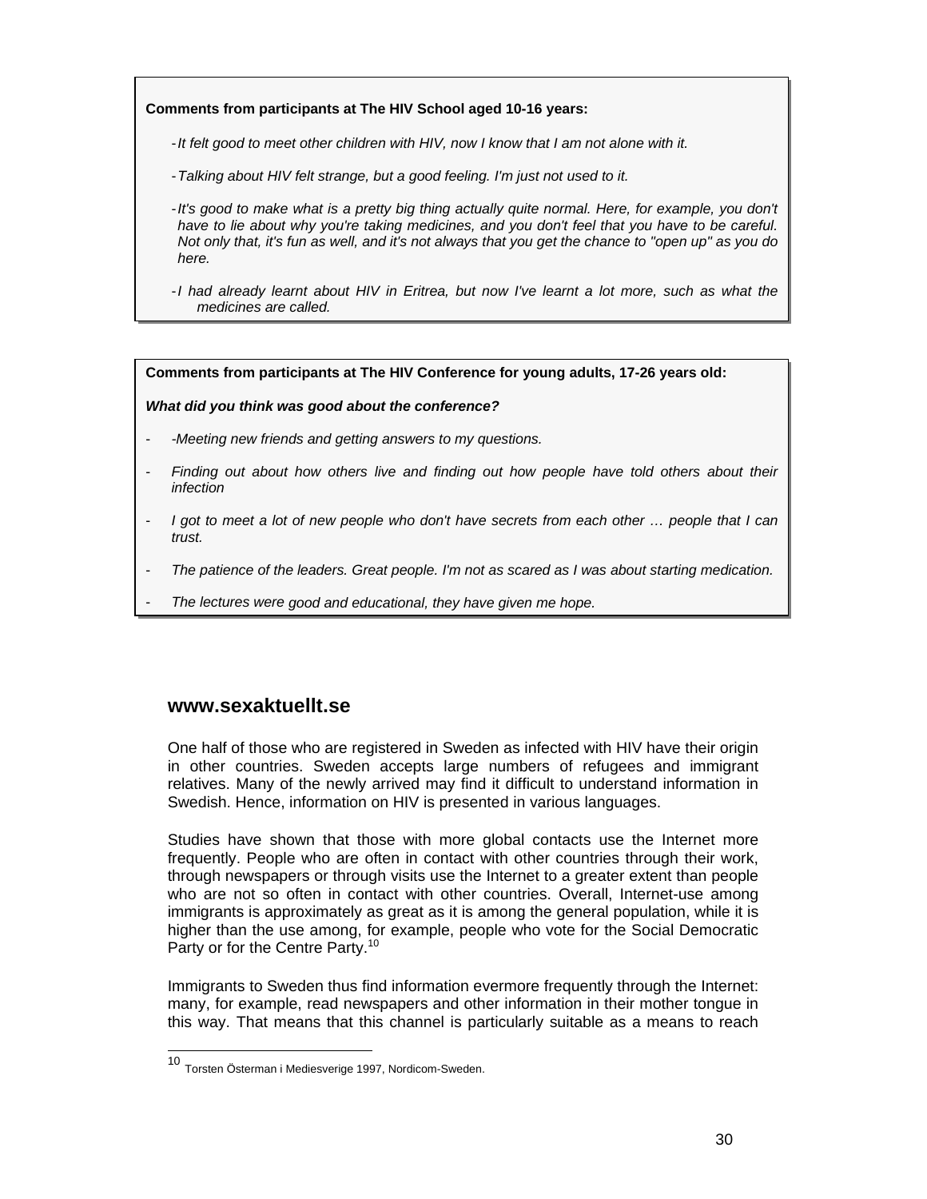**Comments from participants at The HIV School aged 10-16 years:**

- *It felt good to meet other children with HIV, now I know that I am not alone with it.*
- *Talking about HIV felt strange, but a good feeling. I'm just not used to it.*
- *It's good to make what is a pretty big thing actually quite normal. Here, for example, you don't have to lie about why you're taking medicines, and you don't feel that you have to be careful. Not only that, it's fun as well, and it's not always that you get the chance to "open up" as you do here.*
- *I had already learnt about HIV in Eritrea, but now I've learnt a lot more, such as what the medicines are called.*

**Comments from participants at The HIV Conference for young adults, 17-26 years old:**

***What did you think was good about the conference?***

- *-Meeting new friends and getting answers to my questions.*
- *Finding out about how others live and finding out how people have told others about their infection*
- *I got to meet a lot of new people who don't have secrets from each other … people that I can trust.*
- *The patience of the leaders. Great people. I'm not as scared as I was about starting medication.*
- *The lectures were good and educational, they have given me hope.*

## www.sexaktuellt.se

One half of those who are registered in Sweden as infected with HIV have their origin in other countries. Sweden accepts large numbers of refugees and immigrant relatives. Many of the newly arrived may find it difficult to understand information in Swedish. Hence, information on HIV is presented in various languages.

Studies have shown that those with more global contacts use the Internet more frequently. People who are often in contact with other countries through their work, through newspapers or through visits use the Internet to a greater extent than people who are not so often in contact with other countries. Overall, Internet-use among immigrants is approximately as great as it is among the general population, while it is higher than the use among, for example, people who vote for the Social Democratic Party or for the Centre Party.[10]

Immigrants to Sweden thus find information evermore frequently through the Internet: many, for example, read newspapers and other information in their mother tongue in this way. That means that this channel is particularly suitable as a means to reach

[10] Torsten Österman i Mediesverige 1997, Nordicom-Sweden.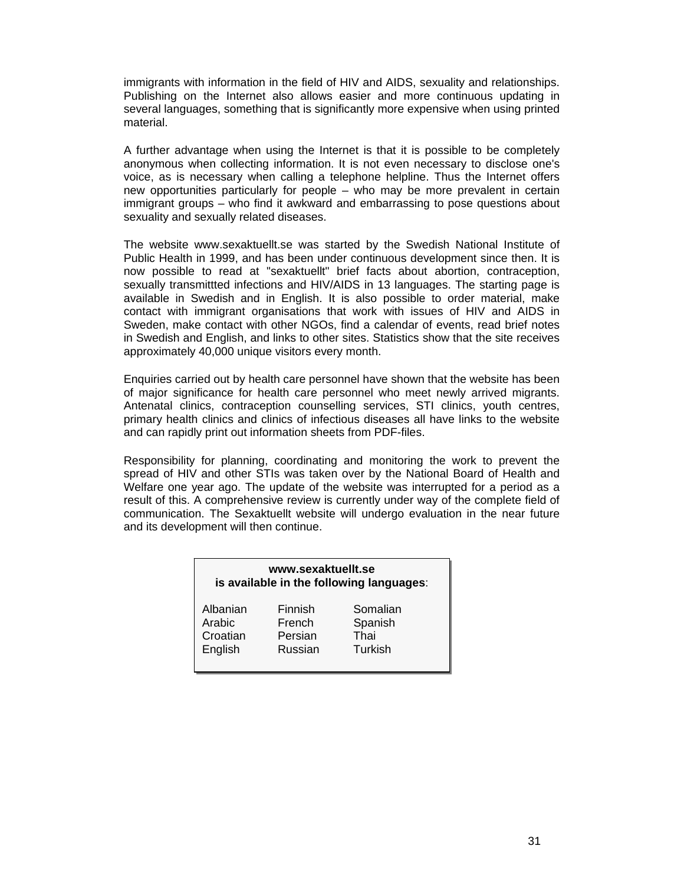immigrants with information in the field of HIV and AIDS, sexuality and relationships. Publishing on the Internet also allows easier and more continuous updating in several languages, something that is significantly more expensive when using printed material.

A further advantage when using the Internet is that it is possible to be completely anonymous when collecting information. It is not even necessary to disclose one's voice, as is necessary when calling a telephone helpline. Thus the Internet offers new opportunities particularly for people – who may be more prevalent in certain immigrant groups – who find it awkward and embarrassing to pose questions about sexuality and sexually related diseases.

The website www.sexaktuellt.se was started by the Swedish National Institute of Public Health in 1999, and has been under continuous development since then. It is now possible to read at "sexaktuellt" brief facts about abortion, contraception, sexually transmittted infections and HIV/AIDS in 13 languages. The starting page is available in Swedish and in English. It is also possible to order material, make contact with immigrant organisations that work with issues of HIV and AIDS in Sweden, make contact with other NGOs, find a calendar of events, read brief notes in Swedish and English, and links to other sites. Statistics show that the site receives approximately 40,000 unique visitors every month.

Enquiries carried out by health care personnel have shown that the website has been of major significance for health care personnel who meet newly arrived migrants. Antenatal clinics, contraception counselling services, STI clinics, youth centres, primary health clinics and clinics of infectious diseases all have links to the website and can rapidly print out information sheets from PDF-files.

Responsibility for planning, coordinating and monitoring the work to prevent the spread of HIV and other STIs was taken over by the National Board of Health and Welfare one year ago. The update of the website was interrupted for a period as a result of this. A comprehensive review is currently under way of the complete field of communication. The Sexaktuellt website will undergo evaluation in the near future and its development will then continue.

**www.sexaktuellt.se**
**is available in the following languages**:

| | | |
|---|---|---|
| Albanian | Finnish | Somalian |
| Arabic | French | Spanish |
| Croatian | Persian | Thai |
| English | Russian | Turkish |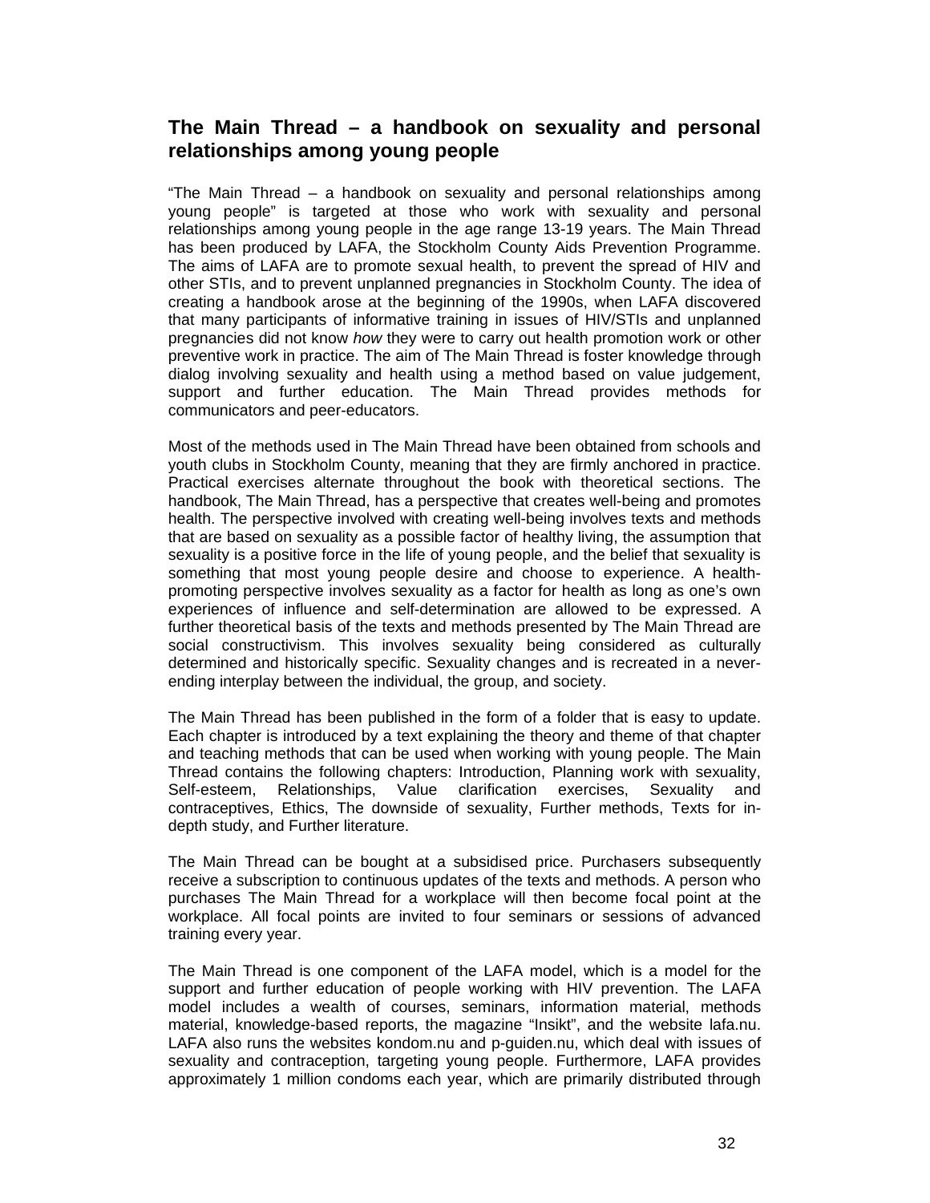## The Main Thread – a handbook on sexuality and personal relationships among young people

"The Main Thread – a handbook on sexuality and personal relationships among young people" is targeted at those who work with sexuality and personal relationships among young people in the age range 13-19 years. The Main Thread has been produced by LAFA, the Stockholm County Aids Prevention Programme. The aims of LAFA are to promote sexual health, to prevent the spread of HIV and other STIs, and to prevent unplanned pregnancies in Stockholm County. The idea of creating a handbook arose at the beginning of the 1990s, when LAFA discovered that many participants of informative training in issues of HIV/STIs and unplanned pregnancies did not know *how* they were to carry out health promotion work or other preventive work in practice. The aim of The Main Thread is foster knowledge through dialog involving sexuality and health using a method based on value judgement, support and further education. The Main Thread provides methods for communicators and peer-educators.

Most of the methods used in The Main Thread have been obtained from schools and youth clubs in Stockholm County, meaning that they are firmly anchored in practice. Practical exercises alternate throughout the book with theoretical sections. The handbook, The Main Thread, has a perspective that creates well-being and promotes health. The perspective involved with creating well-being involves texts and methods that are based on sexuality as a possible factor of healthy living, the assumption that sexuality is a positive force in the life of young people, and the belief that sexuality is something that most young people desire and choose to experience. A health-promoting perspective involves sexuality as a factor for health as long as one's own experiences of influence and self-determination are allowed to be expressed. A further theoretical basis of the texts and methods presented by The Main Thread are social constructivism. This involves sexuality being considered as culturally determined and historically specific. Sexuality changes and is recreated in a never-ending interplay between the individual, the group, and society.

The Main Thread has been published in the form of a folder that is easy to update. Each chapter is introduced by a text explaining the theory and theme of that chapter and teaching methods that can be used when working with young people. The Main Thread contains the following chapters: Introduction, Planning work with sexuality, Self-esteem, Relationships, Value clarification exercises, Sexuality and contraceptives, Ethics, The downside of sexuality, Further methods, Texts for in-depth study, and Further literature.

The Main Thread can be bought at a subsidised price. Purchasers subsequently receive a subscription to continuous updates of the texts and methods. A person who purchases The Main Thread for a workplace will then become focal point at the workplace. All focal points are invited to four seminars or sessions of advanced training every year.

The Main Thread is one component of the LAFA model, which is a model for the support and further education of people working with HIV prevention. The LAFA model includes a wealth of courses, seminars, information material, methods material, knowledge-based reports, the magazine "Insikt", and the website lafa.nu. LAFA also runs the websites kondom.nu and p-guiden.nu, which deal with issues of sexuality and contraception, targeting young people. Furthermore, LAFA provides approximately 1 million condoms each year, which are primarily distributed through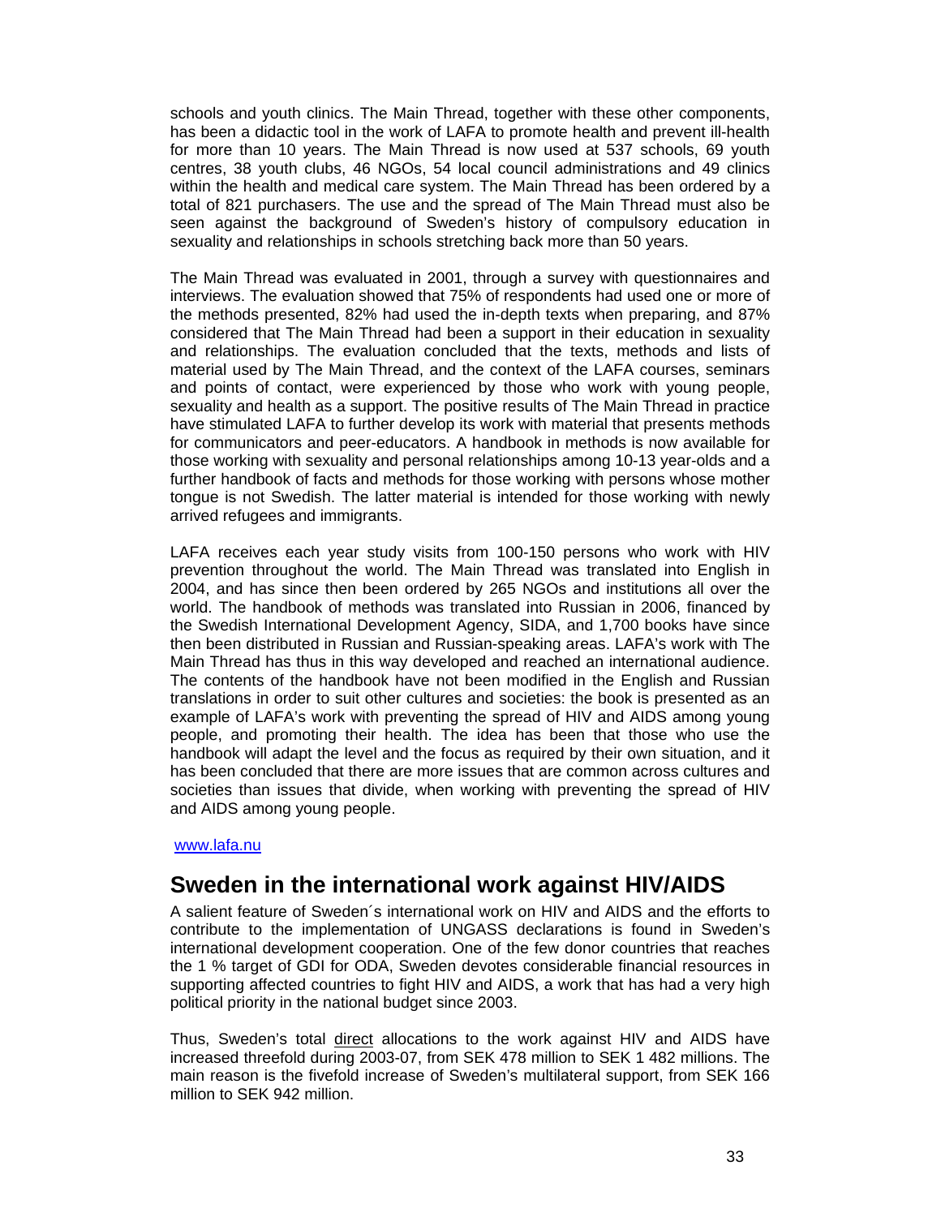schools and youth clinics. The Main Thread, together with these other components, has been a didactic tool in the work of LAFA to promote health and prevent ill-health for more than 10 years. The Main Thread is now used at 537 schools, 69 youth centres, 38 youth clubs, 46 NGOs, 54 local council administrations and 49 clinics within the health and medical care system. The Main Thread has been ordered by a total of 821 purchasers. The use and the spread of The Main Thread must also be seen against the background of Sweden's history of compulsory education in sexuality and relationships in schools stretching back more than 50 years.

The Main Thread was evaluated in 2001, through a survey with questionnaires and interviews. The evaluation showed that 75% of respondents had used one or more of the methods presented, 82% had used the in-depth texts when preparing, and 87% considered that The Main Thread had been a support in their education in sexuality and relationships. The evaluation concluded that the texts, methods and lists of material used by The Main Thread, and the context of the LAFA courses, seminars and points of contact, were experienced by those who work with young people, sexuality and health as a support. The positive results of The Main Thread in practice have stimulated LAFA to further develop its work with material that presents methods for communicators and peer-educators. A handbook in methods is now available for those working with sexuality and personal relationships among 10-13 year-olds and a further handbook of facts and methods for those working with persons whose mother tongue is not Swedish. The latter material is intended for those working with newly arrived refugees and immigrants.

LAFA receives each year study visits from 100-150 persons who work with HIV prevention throughout the world. The Main Thread was translated into English in 2004, and has since then been ordered by 265 NGOs and institutions all over the world. The handbook of methods was translated into Russian in 2006, financed by the Swedish International Development Agency, SIDA, and 1,700 books have since then been distributed in Russian and Russian-speaking areas. LAFA's work with The Main Thread has thus in this way developed and reached an international audience. The contents of the handbook have not been modified in the English and Russian translations in order to suit other cultures and societies: the book is presented as an example of LAFA's work with preventing the spread of HIV and AIDS among young people, and promoting their health. The idea has been that those who use the handbook will adapt the level and the focus as required by their own situation, and it has been concluded that there are more issues that are common across cultures and societies than issues that divide, when working with preventing the spread of HIV and AIDS among young people.

www.lafa.nu

## Sweden in the international work against HIV/AIDS

A salient feature of Sweden´s international work on HIV and AIDS and the efforts to contribute to the implementation of UNGASS declarations is found in Sweden's international development cooperation. One of the few donor countries that reaches the 1 % target of GDI for ODA, Sweden devotes considerable financial resources in supporting affected countries to fight HIV and AIDS, a work that has had a very high political priority in the national budget since 2003.

Thus, Sweden's total direct allocations to the work against HIV and AIDS have increased threefold during 2003-07, from SEK 478 million to SEK 1 482 millions. The main reason is the fivefold increase of Sweden's multilateral support, from SEK 166 million to SEK 942 million.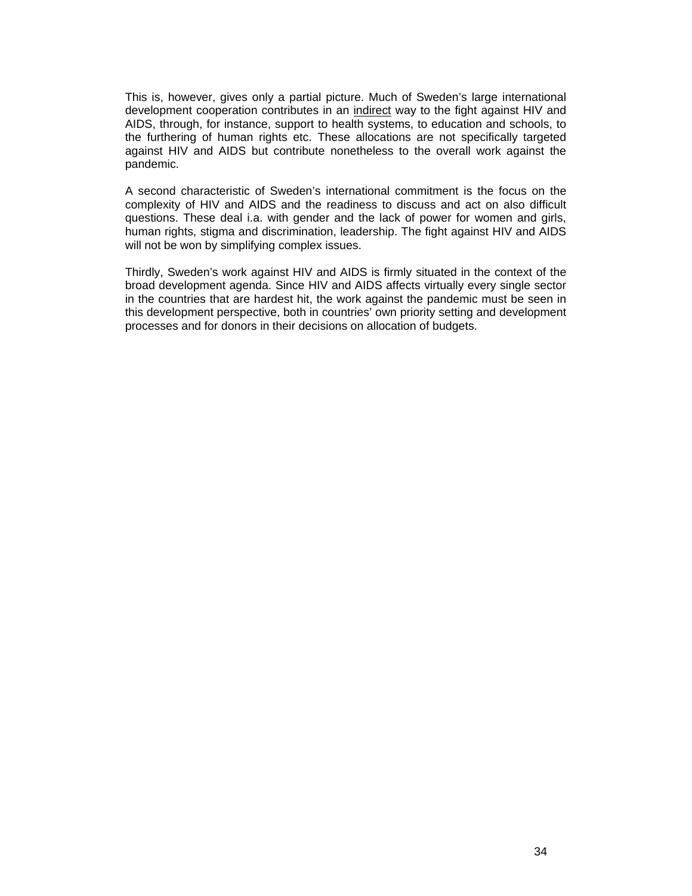This is, however, gives only a partial picture. Much of Sweden's large international development cooperation contributes in an indirect way to the fight against HIV and AIDS, through, for instance, support to health systems, to education and schools, to the furthering of human rights etc. These allocations are not specifically targeted against HIV and AIDS but contribute nonetheless to the overall work against the pandemic.

A second characteristic of Sweden's international commitment is the focus on the complexity of HIV and AIDS and the readiness to discuss and act on also difficult questions. These deal i.a. with gender and the lack of power for women and girls, human rights, stigma and discrimination, leadership. The fight against HIV and AIDS will not be won by simplifying complex issues.

Thirdly, Sweden's work against HIV and AIDS is firmly situated in the context of the broad development agenda. Since HIV and AIDS affects virtually every single sector in the countries that are hardest hit, the work against the pandemic must be seen in this development perspective, both in countries' own priority setting and development processes and for donors in their decisions on allocation of budgets.